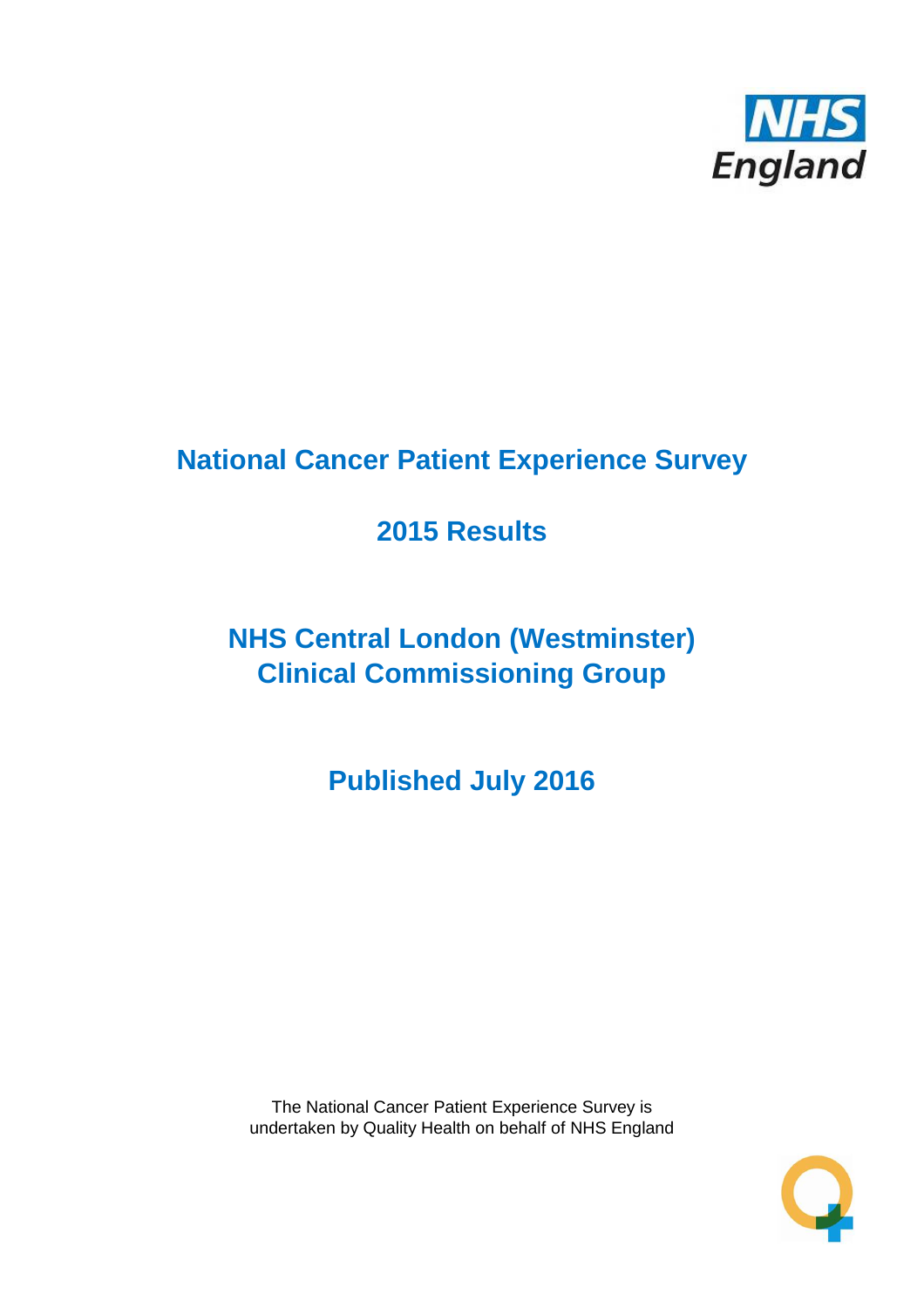NHS England

# National Cancer Patient Experience Survey

## 2015 Results

## NHS Central London (Westminster) Clinical Commissioning Group

## Published July 2016

The National Cancer Patient Experience Survey is undertaken by Quality Health on behalf of NHS England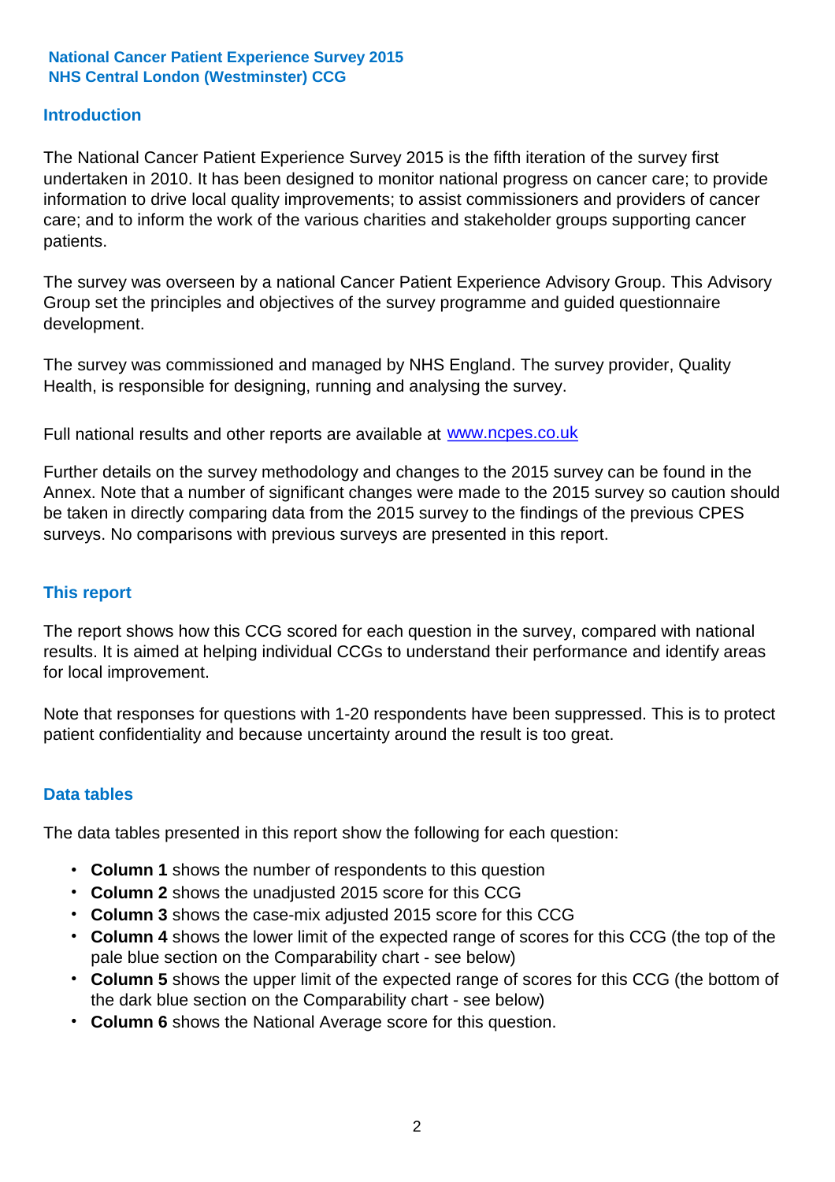**National Cancer Patient Experience Survey 2015**
**NHS Central London (Westminster) CCG**

## Introduction

The National Cancer Patient Experience Survey 2015 is the fifth iteration of the survey first undertaken in 2010. It has been designed to monitor national progress on cancer care; to provide information to drive local quality improvements; to assist commissioners and providers of cancer care; and to inform the work of the various charities and stakeholder groups supporting cancer patients.

The survey was overseen by a national Cancer Patient Experience Advisory Group. This Advisory Group set the principles and objectives of the survey programme and guided questionnaire development.

The survey was commissioned and managed by NHS England. The survey provider, Quality Health, is responsible for designing, running and analysing the survey.

Full national results and other reports are available at www.ncpes.co.uk

Further details on the survey methodology and changes to the 2015 survey can be found in the Annex. Note that a number of significant changes were made to the 2015 survey so caution should be taken in directly comparing data from the 2015 survey to the findings of the previous CPES surveys. No comparisons with previous surveys are presented in this report.

## This report

The report shows how this CCG scored for each question in the survey, compared with national results. It is aimed at helping individual CCGs to understand their performance and identify areas for local improvement.

Note that responses for questions with 1-20 respondents have been suppressed. This is to protect patient confidentiality and because uncertainty around the result is too great.

## Data tables

The data tables presented in this report show the following for each question:

- **Column 1** shows the number of respondents to this question
- **Column 2** shows the unadjusted 2015 score for this CCG
- **Column 3** shows the case-mix adjusted 2015 score for this CCG
- **Column 4** shows the lower limit of the expected range of scores for this CCG (the top of the pale blue section on the Comparability chart - see below)
- **Column 5** shows the upper limit of the expected range of scores for this CCG (the bottom of the dark blue section on the Comparability chart - see below)
- **Column 6** shows the National Average score for this question.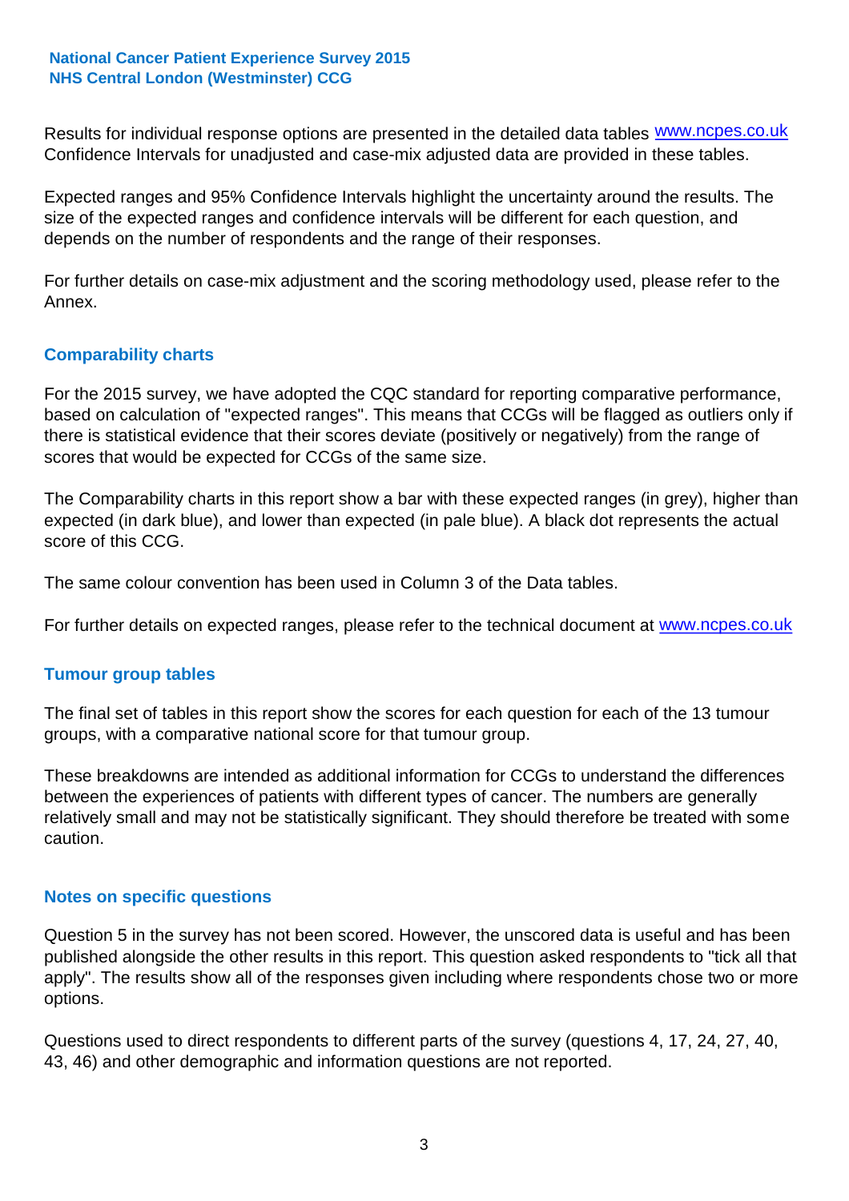Results for individual response options are presented in the detailed data tables www.ncpes.co.uk Confidence Intervals for unadjusted and case-mix adjusted data are provided in these tables.

Expected ranges and 95% Confidence Intervals highlight the uncertainty around the results. The size of the expected ranges and confidence intervals will be different for each question, and depends on the number of respondents and the range of their responses.

For further details on case-mix adjustment and the scoring methodology used, please refer to the Annex.

## Comparability charts

For the 2015 survey, we have adopted the CQC standard for reporting comparative performance, based on calculation of "expected ranges". This means that CCGs will be flagged as outliers only if there is statistical evidence that their scores deviate (positively or negatively) from the range of scores that would be expected for CCGs of the same size.

The Comparability charts in this report show a bar with these expected ranges (in grey), higher than expected (in dark blue), and lower than expected (in pale blue). A black dot represents the actual score of this CCG.

The same colour convention has been used in Column 3 of the Data tables.

For further details on expected ranges, please refer to the technical document at www.ncpes.co.uk

## Tumour group tables

The final set of tables in this report show the scores for each question for each of the 13 tumour groups, with a comparative national score for that tumour group.

These breakdowns are intended as additional information for CCGs to understand the differences between the experiences of patients with different types of cancer. The numbers are generally relatively small and may not be statistically significant. They should therefore be treated with some caution.

## Notes on specific questions

Question 5 in the survey has not been scored. However, the unscored data is useful and has been published alongside the other results in this report. This question asked respondents to "tick all that apply". The results show all of the responses given including where respondents chose two or more options.

Questions used to direct respondents to different parts of the survey (questions 4, 17, 24, 27, 40, 43, 46) and other demographic and information questions are not reported.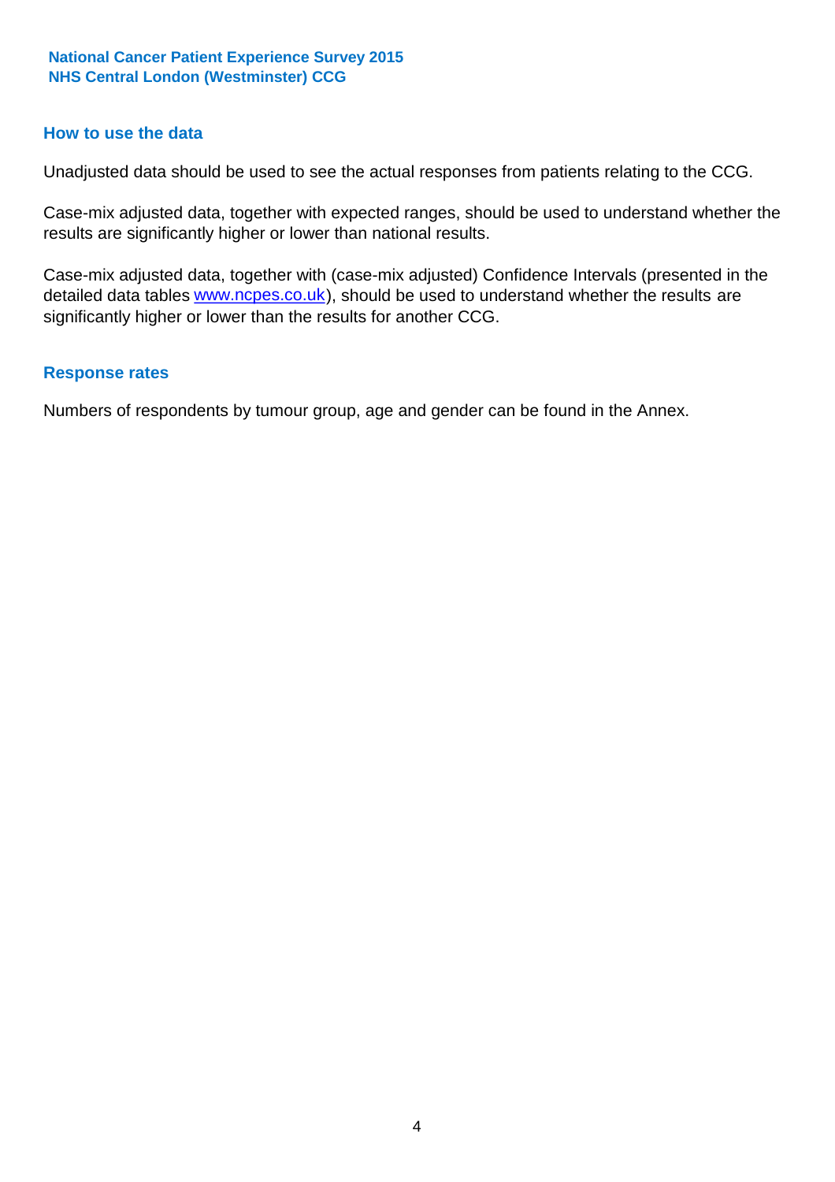## How to use the data

Unadjusted data should be used to see the actual responses from patients relating to the CCG.

Case-mix adjusted data, together with expected ranges, should be used to understand whether the results are significantly higher or lower than national results.

Case-mix adjusted data, together with (case-mix adjusted) Confidence Intervals (presented in the detailed data tables www.ncpes.co.uk), should be used to understand whether the results are significantly higher or lower than the results for another CCG.

## Response rates

Numbers of respondents by tumour group, age and gender can be found in the Annex.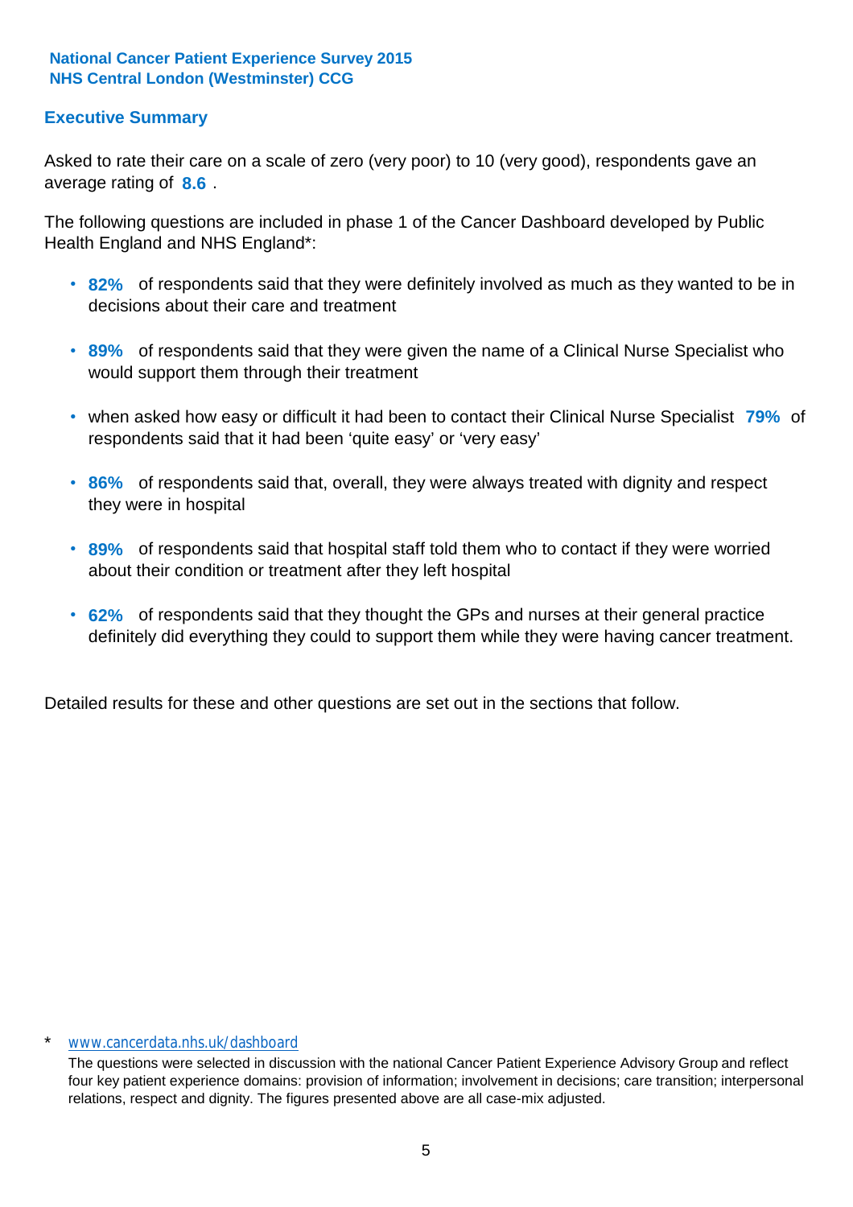**National Cancer Patient Experience Survey 2015**
**NHS Central London (Westminster) CCG**

## Executive Summary

Asked to rate their care on a scale of zero (very poor) to 10 (very good), respondents gave an average rating of **8.6** .

The following questions are included in phase 1 of the Cancer Dashboard developed by Public Health England and NHS England*:

- **82%** of respondents said that they were definitely involved as much as they wanted to be in decisions about their care and treatment
- **89%** of respondents said that they were given the name of a Clinical Nurse Specialist who would support them through their treatment
- when asked how easy or difficult it had been to contact their Clinical Nurse Specialist **79%** of respondents said that it had been 'quite easy' or 'very easy'
- **86%** of respondents said that, overall, they were always treated with dignity and respect they were in hospital
- **89%** of respondents said that hospital staff told them who to contact if they were worried about their condition or treatment after they left hospital
- **62%** of respondents said that they thought the GPs and nurses at their general practice definitely did everything they could to support them while they were having cancer treatment.

Detailed results for these and other questions are set out in the sections that follow.

\* www.cancerdata.nhs.uk/dashboard

The questions were selected in discussion with the national Cancer Patient Experience Advisory Group and reflect four key patient experience domains: provision of information; involvement in decisions; care transition; interpersonal relations, respect and dignity. The figures presented above are all case-mix adjusted.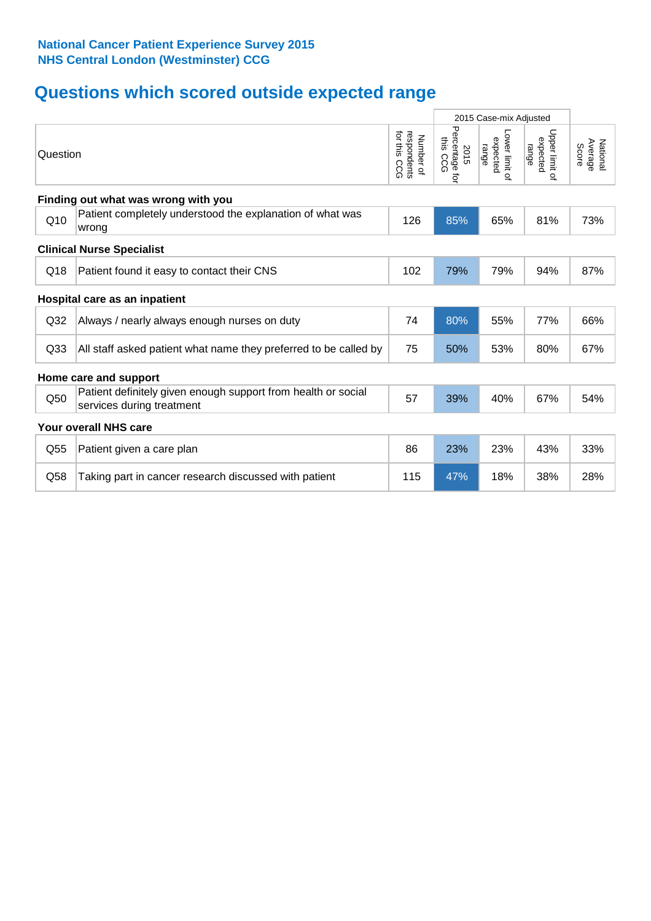**National Cancer Patient Experience Survey 2015**
**NHS Central London (Westminster) CCG**

# Questions which scored outside expected range

| | Question | Number of respondents for this CCG | 2015 Case-mix Adjusted | | | National Average Score |
|---|---|---|---|---|---|---|
| | | | 2015 Percentage for this CCG | Lower limit of expected range | Upper limit of expected range | |
| **Finding out what was wrong with you** | | | | | | |
| Q10 | Patient completely understood the explanation of what was wrong | 126 | 85% | 65% | 81% | 73% |
| **Clinical Nurse Specialist** | | | | | | |
| Q18 | Patient found it easy to contact their CNS | 102 | 79% | 79% | 94% | 87% |
| **Hospital care as an inpatient** | | | | | | |
| Q32 | Always / nearly always enough nurses on duty | 74 | 80% | 55% | 77% | 66% |
| Q33 | All staff asked patient what name they preferred to be called by | 75 | 50% | 53% | 80% | 67% |
| **Home care and support** | | | | | | |
| Q50 | Patient definitely given enough support from health or social services during treatment | 57 | 39% | 40% | 67% | 54% |
| **Your overall NHS care** | | | | | | |
| Q55 | Patient given a care plan | 86 | 23% | 23% | 43% | 33% |
| Q58 | Taking part in cancer research discussed with patient | 115 | 47% | 18% | 38% | 28% |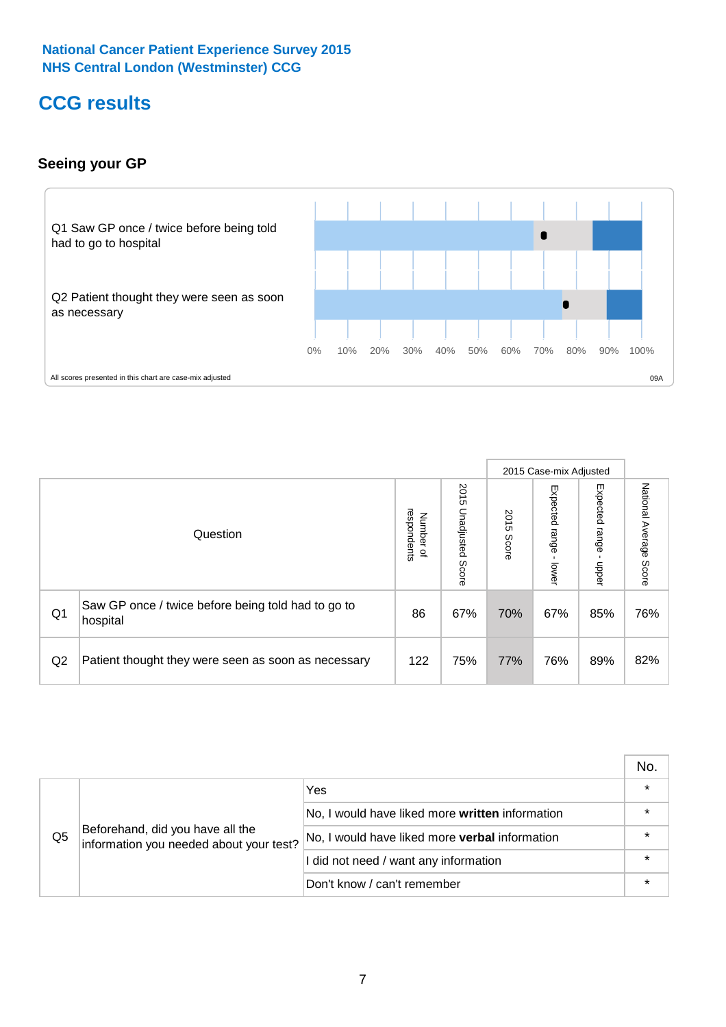National Cancer Patient Experience Survey 2015
NHS Central London (Westminster) CCG

# CCG results

## Seeing your GP

Q1 Saw GP once / twice before being told had to go to hospital

Q2 Patient thought they were seen as soon as necessary

0% 10% 20% 30% 40% 50% 60% 70% 80% 90% 100%

All scores presented in this chart are case-mix adjusted

09A

| | Question | Number of respondents | 2015 Unadjusted Score | 2015 Case-mix Adjusted: 2015 Score | 2015 Case-mix Adjusted: Expected range - lower | 2015 Case-mix Adjusted: Expected range - upper | National Average Score |
|---|---|---|---|---|---|---|---|
| Q1 | Saw GP once / twice before being told had to go to hospital | 86 | 67% | 70% | 67% | 85% | 76% |
| Q2 | Patient thought they were seen as soon as necessary | 122 | 75% | 77% | 76% | 89% | 82% |

| | | | No. |
|---|---|---|---|
| Q5 | Beforehand, did you have all the information you needed about your test? | Yes | * |
| | | No, I would have liked more **written** information | * |
| | | No, I would have liked more **verbal** information | * |
| | | I did not need / want any information | * |
| | | Don't know / can't remember | * |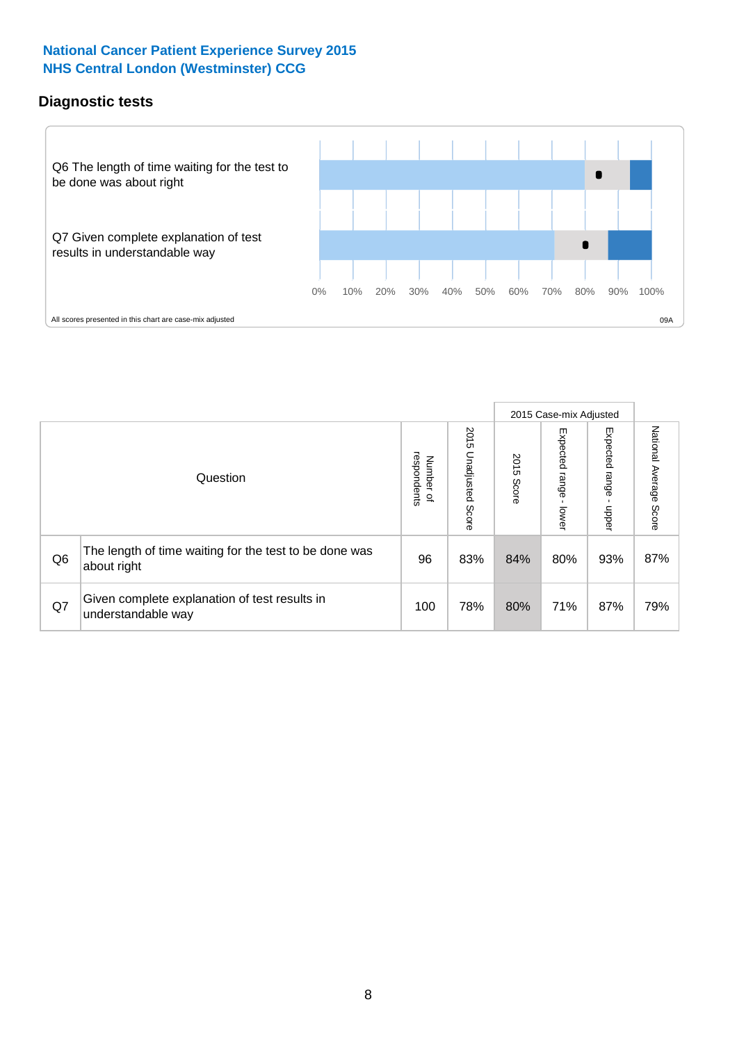## National Cancer Patient Experience Survey 2015
## NHS Central London (Westminster) CCG

### Diagnostic tests

Q6 The length of time waiting for the test to be done was about right

Q7 Given complete explanation of test results in understandable way

0% 10% 20% 30% 40% 50% 60% 70% 80% 90% 100%

All scores presented in this chart are case-mix adjusted

09A

| | Question | Number of respondents | 2015 Unadjusted Score | 2015 Case-mix Adjusted: 2015 Score | 2015 Case-mix Adjusted: Expected range - lower | 2015 Case-mix Adjusted: Expected range - upper | National Average Score |
|---|---|---|---|---|---|---|---|
| Q6 | The length of time waiting for the test to be done was about right | 96 | 83% | 84% | 80% | 93% | 87% |
| Q7 | Given complete explanation of test results in understandable way | 100 | 78% | 80% | 71% | 87% | 79% |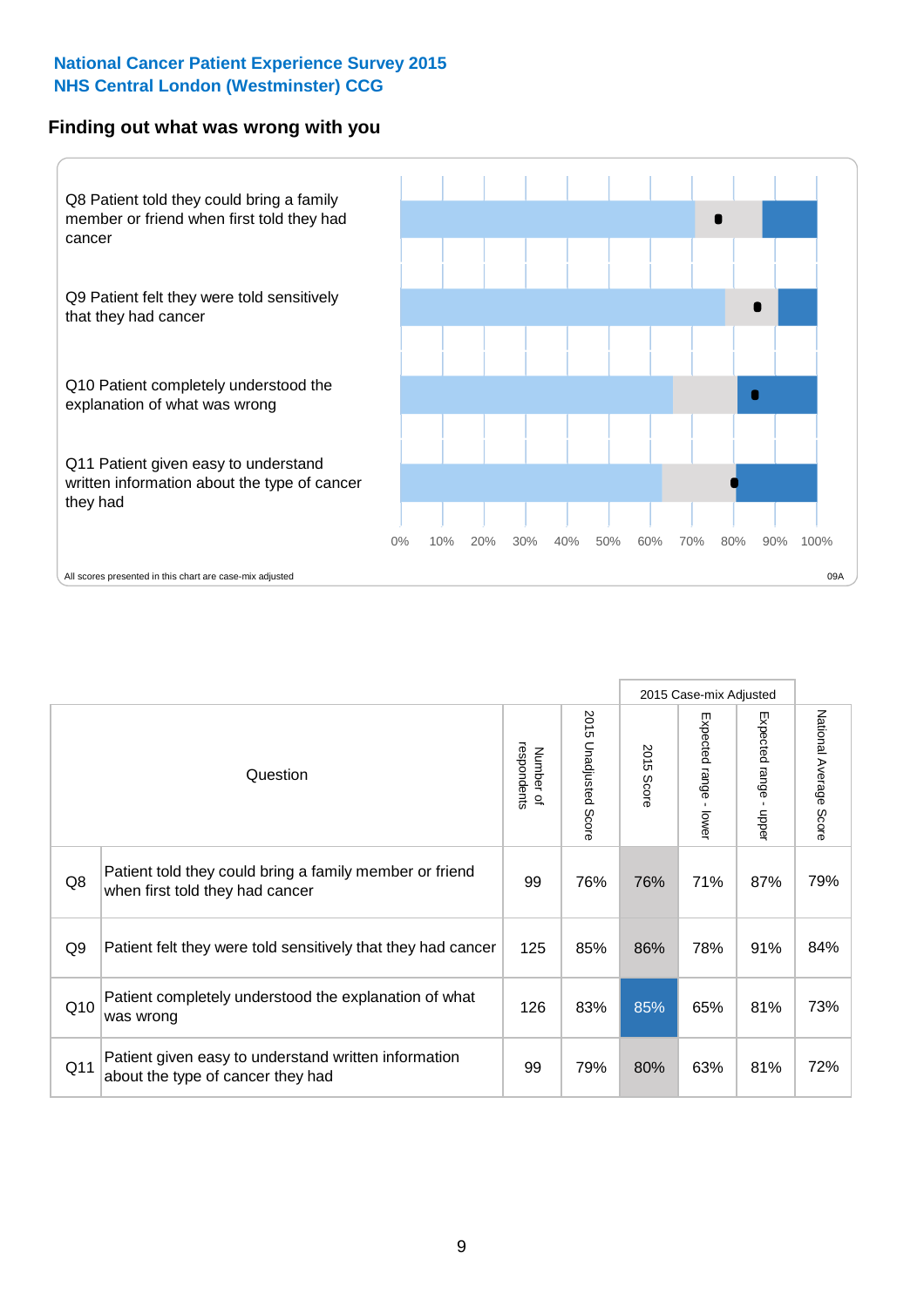National Cancer Patient Experience Survey 2015
NHS Central London (Westminster) CCG

## Finding out what was wrong with you

Q8 Patient told they could bring a family member or friend when first told they had cancer

Q9 Patient felt they were told sensitively that they had cancer

Q10 Patient completely understood the explanation of what was wrong

Q11 Patient given easy to understand written information about the type of cancer they had

0% 10% 20% 30% 40% 50% 60% 70% 80% 90% 100%

All scores presented in this chart are case-mix adjusted

09A

| | Question | Number of respondents | 2015 Unadjusted Score | 2015 Case-mix Adjusted: 2015 Score | 2015 Case-mix Adjusted: Expected range - lower | 2015 Case-mix Adjusted: Expected range - upper | National Average Score |
|---|---|---|---|---|---|---|---|
| Q8 | Patient told they could bring a family member or friend when first told they had cancer | 99 | 76% | 76% | 71% | 87% | 79% |
| Q9 | Patient felt they were told sensitively that they had cancer | 125 | 85% | 86% | 78% | 91% | 84% |
| Q10 | Patient completely understood the explanation of what was wrong | 126 | 83% | 85% | 65% | 81% | 73% |
| Q11 | Patient given easy to understand written information about the type of cancer they had | 99 | 79% | 80% | 63% | 81% | 72% |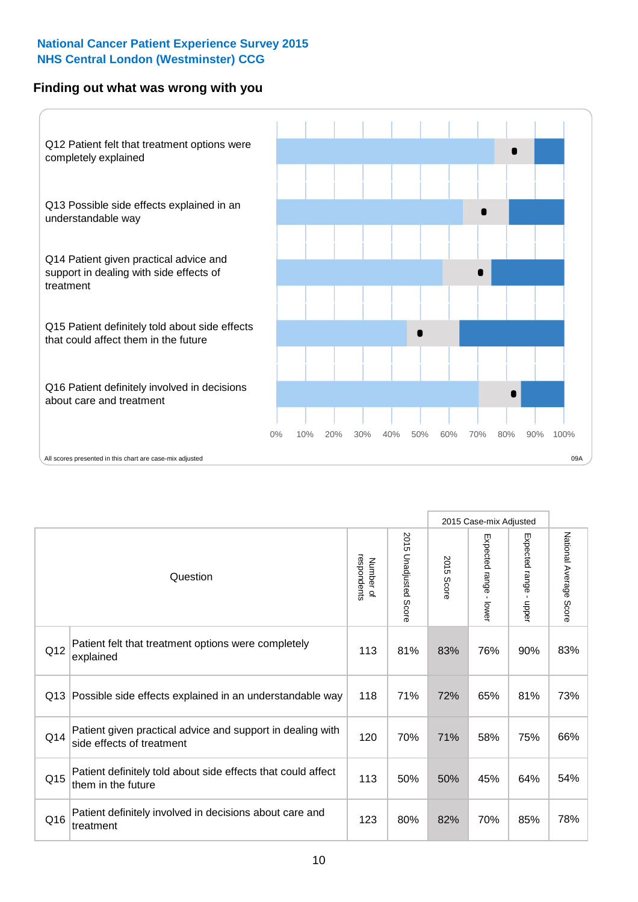**National Cancer Patient Experience Survey 2015**
**NHS Central London (Westminster) CCG**

## Finding out what was wrong with you

Q12 Patient felt that treatment options were completely explained

Q13 Possible side effects explained in an understandable way

Q14 Patient given practical advice and support in dealing with side effects of treatment

Q15 Patient definitely told about side effects that could affect them in the future

Q16 Patient definitely involved in decisions about care and treatment

0% 10% 20% 30% 40% 50% 60% 70% 80% 90% 100%

All scores presented in this chart are case-mix adjusted

09A

| | Question | Number of respondents | 2015 Unadjusted Score | 2015 Case-mix Adjusted: 2015 Score | 2015 Case-mix Adjusted: Expected range - lower | 2015 Case-mix Adjusted: Expected range - upper | National Average Score |
|---|---|---|---|---|---|---|---|
| Q12 | Patient felt that treatment options were completely explained | 113 | 81% | 83% | 76% | 90% | 83% |
| Q13 | Possible side effects explained in an understandable way | 118 | 71% | 72% | 65% | 81% | 73% |
| Q14 | Patient given practical advice and support in dealing with side effects of treatment | 120 | 70% | 71% | 58% | 75% | 66% |
| Q15 | Patient definitely told about side effects that could affect them in the future | 113 | 50% | 50% | 45% | 64% | 54% |
| Q16 | Patient definitely involved in decisions about care and treatment | 123 | 80% | 82% | 70% | 85% | 78% |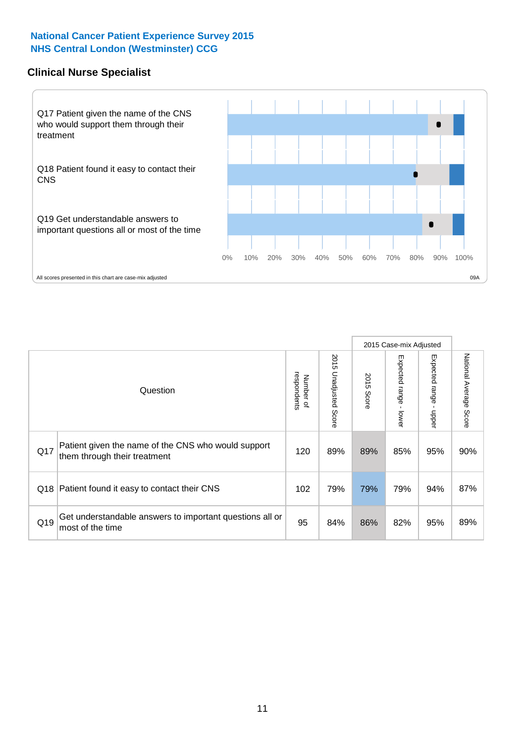**National Cancer Patient Experience Survey 2015**
**NHS Central London (Westminster) CCG**

## Clinical Nurse Specialist

Q17 Patient given the name of the CNS who would support them through their treatment

Q18 Patient found it easy to contact their CNS

Q19 Get understandable answers to important questions all or most of the time

0% 10% 20% 30% 40% 50% 60% 70% 80% 90% 100%

All scores presented in this chart are case-mix adjusted

09A

| | Question | Number of respondents | 2015 Unadjusted Score | 2015 Case-mix Adjusted: 2015 Score | 2015 Case-mix Adjusted: Expected range - lower | 2015 Case-mix Adjusted: Expected range - upper | National Average Score |
|---|---|---|---|---|---|---|---|
| Q17 | Patient given the name of the CNS who would support them through their treatment | 120 | 89% | 89% | 85% | 95% | 90% |
| Q18 | Patient found it easy to contact their CNS | 102 | 79% | 79% | 79% | 94% | 87% |
| Q19 | Get understandable answers to important questions all or most of the time | 95 | 84% | 86% | 82% | 95% | 89% |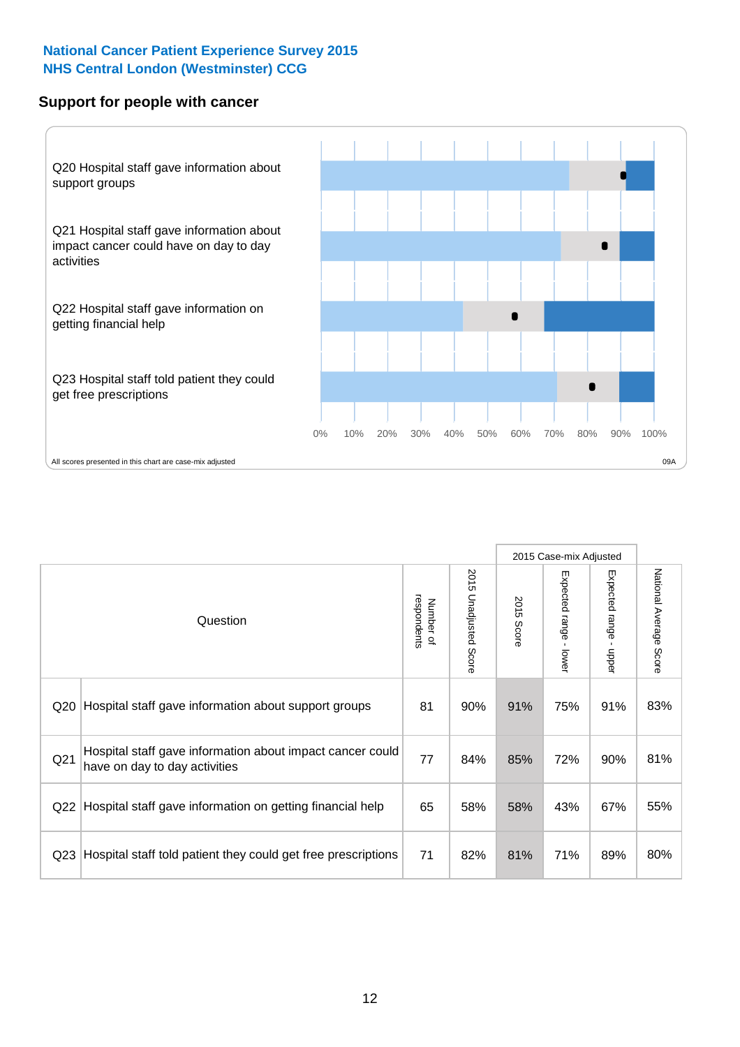National Cancer Patient Experience Survey 2015
NHS Central London (Westminster) CCG

## Support for people with cancer

Q20 Hospital staff gave information about support groups

Q21 Hospital staff gave information about impact cancer could have on day to day activities

Q22 Hospital staff gave information on getting financial help

Q23 Hospital staff told patient they could get free prescriptions

0% 10% 20% 30% 40% 50% 60% 70% 80% 90% 100%

All scores presented in this chart are case-mix adjusted

09A

| | Question | Number of respondents | 2015 Unadjusted Score | 2015 Case-mix Adjusted | | | National Average Score |
|---|---|---|---|---|---|---|---|
| | | | | 2015 Score | Expected range - lower | Expected range - upper | |
| Q20 | Hospital staff gave information about support groups | 81 | 90% | 91% | 75% | 91% | 83% |
| Q21 | Hospital staff gave information about impact cancer could have on day to day activities | 77 | 84% | 85% | 72% | 90% | 81% |
| Q22 | Hospital staff gave information on getting financial help | 65 | 58% | 58% | 43% | 67% | 55% |
| Q23 | Hospital staff told patient they could get free prescriptions | 71 | 82% | 81% | 71% | 89% | 80% |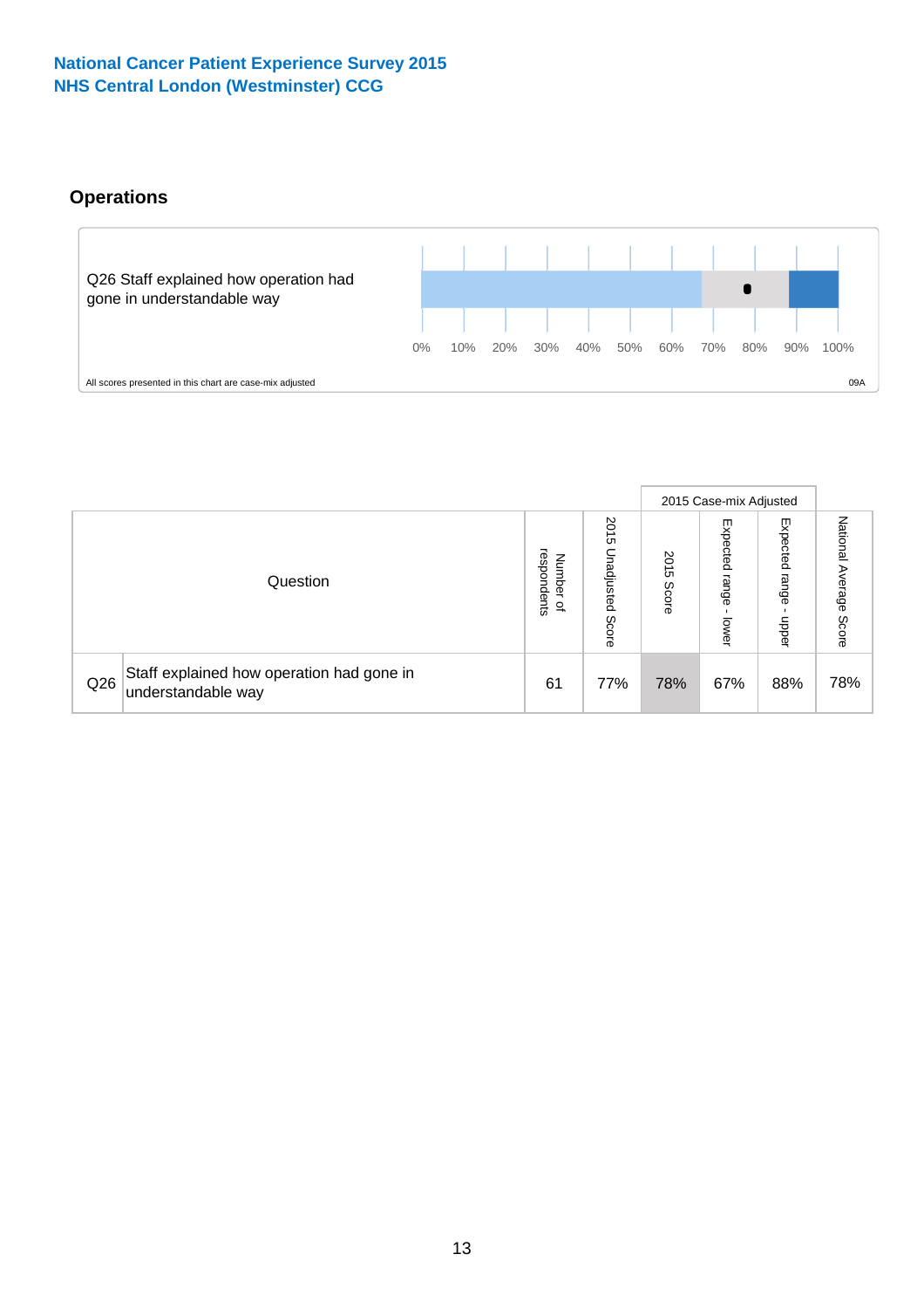**National Cancer Patient Experience Survey 2015**
**NHS Central London (Westminster) CCG**

## Operations

Q26 Staff explained how operation had gone in understandable way

0% 10% 20% 30% 40% 50% 60% 70% 80% 90% 100%

All scores presented in this chart are case-mix adjusted

09A

| Question | | Number of respondents | 2015 Unadjusted Score | 2015 Case-mix Adjusted | | | National Average Score |
|---|---|---|---|---|---|---|---|
| | | | | 2015 Score | Expected range - lower | Expected range - upper | |
| Q26 | Staff explained how operation had gone in understandable way | 61 | 77% | 78% | 67% | 88% | 78% |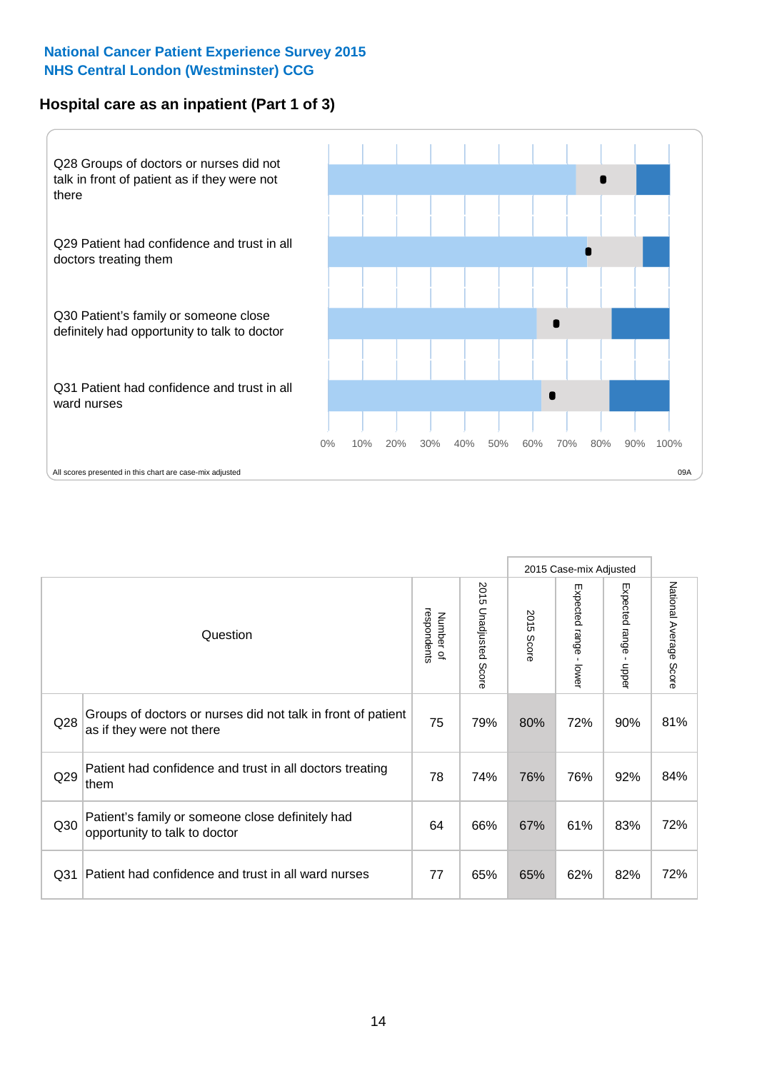**National Cancer Patient Experience Survey 2015**
**NHS Central London (Westminster) CCG**

## Hospital care as an inpatient (Part 1 of 3)

Q28 Groups of doctors or nurses did not talk in front of patient as if they were not there

Q29 Patient had confidence and trust in all doctors treating them

Q30 Patient's family or someone close definitely had opportunity to talk to doctor

Q31 Patient had confidence and trust in all ward nurses

0% 10% 20% 30% 40% 50% 60% 70% 80% 90% 100%

All scores presented in this chart are case-mix adjusted

09A

| | Question | Number of respondents | 2015 Unadjusted Score | 2015 Case-mix Adjusted: 2015 Score | 2015 Case-mix Adjusted: Expected range - lower | 2015 Case-mix Adjusted: Expected range - upper | National Average Score |
|---|---|---|---|---|---|---|---|
| Q28 | Groups of doctors or nurses did not talk in front of patient as if they were not there | 75 | 79% | 80% | 72% | 90% | 81% |
| Q29 | Patient had confidence and trust in all doctors treating them | 78 | 74% | 76% | 76% | 92% | 84% |
| Q30 | Patient's family or someone close definitely had opportunity to talk to doctor | 64 | 66% | 67% | 61% | 83% | 72% |
| Q31 | Patient had confidence and trust in all ward nurses | 77 | 65% | 65% | 62% | 82% | 72% |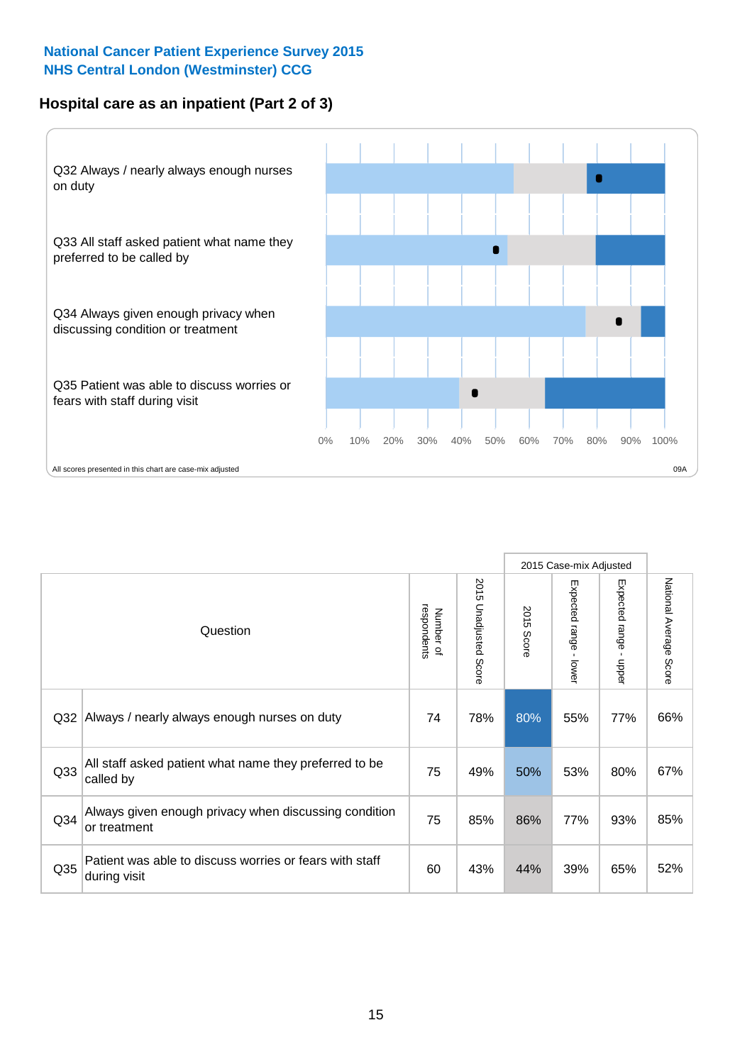**National Cancer Patient Experience Survey 2015**
**NHS Central London (Westminster) CCG**

## Hospital care as an inpatient (Part 2 of 3)

Q32 Always / nearly always enough nurses on duty

Q33 All staff asked patient what name they preferred to be called by

Q34 Always given enough privacy when discussing condition or treatment

Q35 Patient was able to discuss worries or fears with staff during visit

0% 10% 20% 30% 40% 50% 60% 70% 80% 90% 100%

All scores presented in this chart are case-mix adjusted

09A

| | Question | Number of respondents | 2015 Unadjusted Score | 2015 Case-mix Adjusted | | | National Average Score |
|---|---|---|---|---|---|---|---|
| | | | | 2015 Score | Expected range - lower | Expected range - upper | |
| Q32 | Always / nearly always enough nurses on duty | 74 | 78% | 80% | 55% | 77% | 66% |
| Q33 | All staff asked patient what name they preferred to be called by | 75 | 49% | 50% | 53% | 80% | 67% |
| Q34 | Always given enough privacy when discussing condition or treatment | 75 | 85% | 86% | 77% | 93% | 85% |
| Q35 | Patient was able to discuss worries or fears with staff during visit | 60 | 43% | 44% | 39% | 65% | 52% |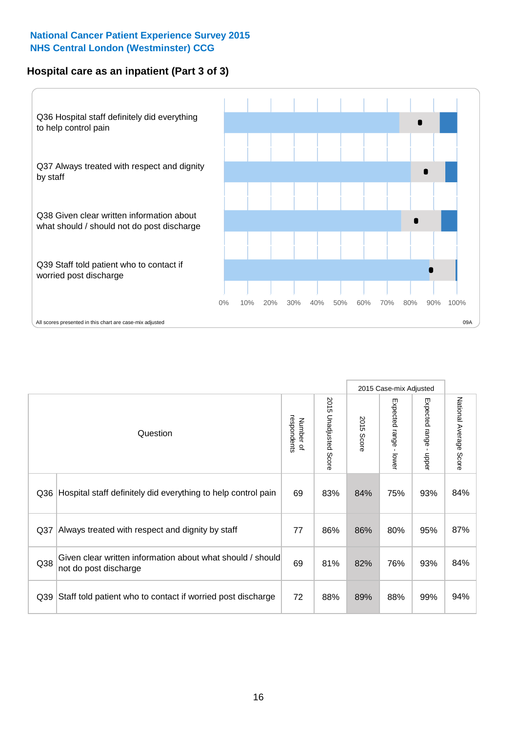National Cancer Patient Experience Survey 2015
NHS Central London (Westminster) CCG

## Hospital care as an inpatient (Part 3 of 3)

Q36 Hospital staff definitely did everything to help control pain

Q37 Always treated with respect and dignity by staff

Q38 Given clear written information about what should / should not do post discharge

Q39 Staff told patient who to contact if worried post discharge

0% 10% 20% 30% 40% 50% 60% 70% 80% 90% 100%

All scores presented in this chart are case-mix adjusted

09A

| | Question | Number of respondents | 2015 Unadjusted Score | 2015 Case-mix Adjusted | | | National Average Score |
|---|---|---|---|---|---|---|---|
| | | | | 2015 Score | Expected range - lower | Expected range - upper | |
| Q36 | Hospital staff definitely did everything to help control pain | 69 | 83% | 84% | 75% | 93% | 84% |
| Q37 | Always treated with respect and dignity by staff | 77 | 86% | 86% | 80% | 95% | 87% |
| Q38 | Given clear written information about what should / should not do post discharge | 69 | 81% | 82% | 76% | 93% | 84% |
| Q39 | Staff told patient who to contact if worried post discharge | 72 | 88% | 89% | 88% | 99% | 94% |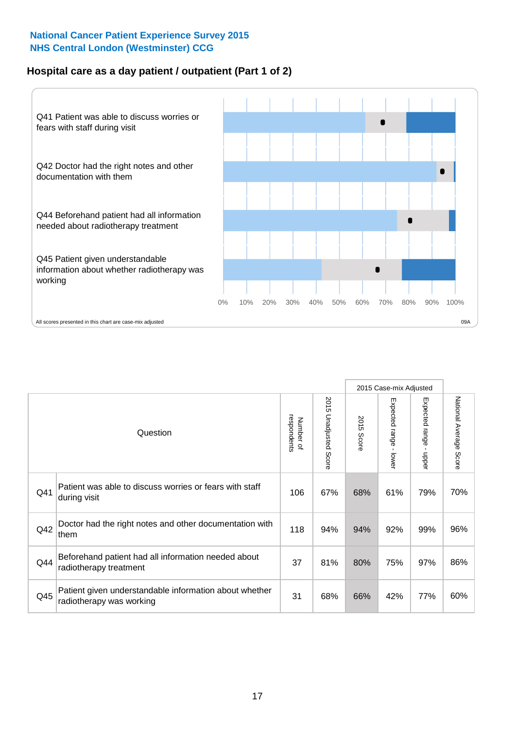**National Cancer Patient Experience Survey 2015**
**NHS Central London (Westminster) CCG**

## Hospital care as a day patient / outpatient (Part 1 of 2)

Q41 Patient was able to discuss worries or fears with staff during visit

Q42 Doctor had the right notes and other documentation with them

Q44 Beforehand patient had all information needed about radiotherapy treatment

Q45 Patient given understandable information about whether radiotherapy was working

0% 10% 20% 30% 40% 50% 60% 70% 80% 90% 100%

All scores presented in this chart are case-mix adjusted

09A

| | Question | Number of respondents | 2015 Unadjusted Score | 2015 Case-mix Adjusted: 2015 Score | 2015 Case-mix Adjusted: Expected range - lower | 2015 Case-mix Adjusted: Expected range - upper | National Average Score |
|---|---|---|---|---|---|---|---|
| Q41 | Patient was able to discuss worries or fears with staff during visit | 106 | 67% | 68% | 61% | 79% | 70% |
| Q42 | Doctor had the right notes and other documentation with them | 118 | 94% | 94% | 92% | 99% | 96% |
| Q44 | Beforehand patient had all information needed about radiotherapy treatment | 37 | 81% | 80% | 75% | 97% | 86% |
| Q45 | Patient given understandable information about whether radiotherapy was working | 31 | 68% | 66% | 42% | 77% | 60% |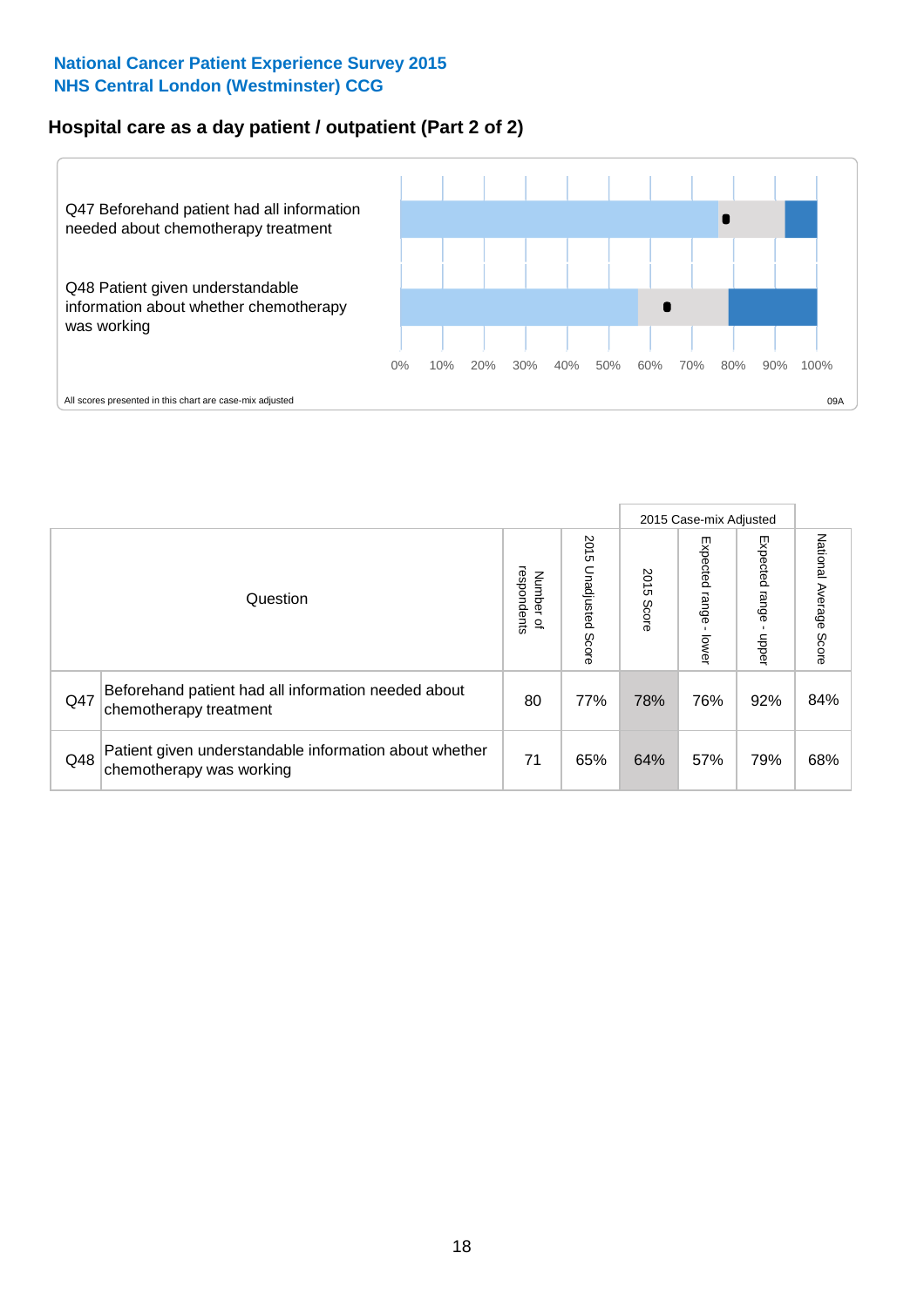National Cancer Patient Experience Survey 2015
NHS Central London (Westminster) CCG

## Hospital care as a day patient / outpatient (Part 2 of 2)

Q47 Beforehand patient had all information needed about chemotherapy treatment

Q48 Patient given understandable information about whether chemotherapy was working

0% 10% 20% 30% 40% 50% 60% 70% 80% 90% 100%

All scores presented in this chart are case-mix adjusted

09A

| Question | | Number of respondents | 2015 Unadjusted Score | 2015 Case-mix Adjusted: 2015 Score | 2015 Case-mix Adjusted: Expected range - lower | 2015 Case-mix Adjusted: Expected range - upper | National Average Score |
|---|---|---|---|---|---|---|---|
| Q47 | Beforehand patient had all information needed about chemotherapy treatment | 80 | 77% | 78% | 76% | 92% | 84% |
| Q48 | Patient given understandable information about whether chemotherapy was working | 71 | 65% | 64% | 57% | 79% | 68% |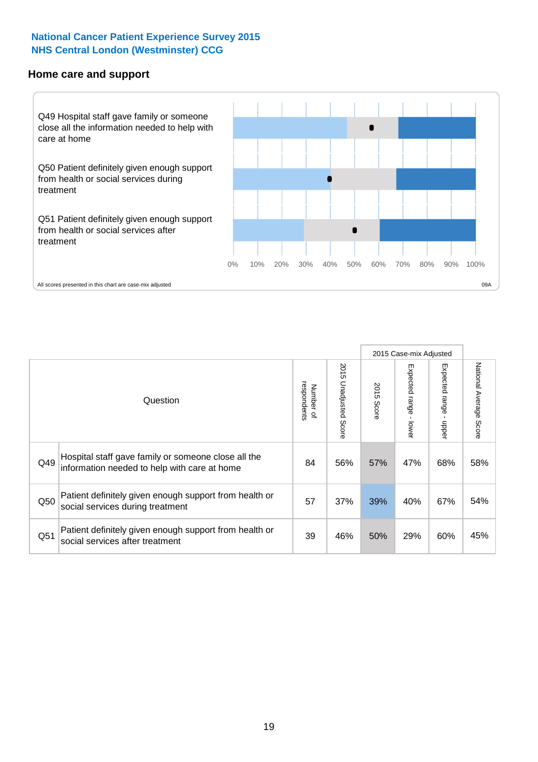**National Cancer Patient Experience Survey 2015**
**NHS Central London (Westminster) CCG**

## Home care and support

Q49 Hospital staff gave family or someone close all the information needed to help with care at home

Q50 Patient definitely given enough support from health or social services during treatment

Q51 Patient definitely given enough support from health or social services after treatment

0% 10% 20% 30% 40% 50% 60% 70% 80% 90% 100%

All scores presented in this chart are case-mix adjusted

09A

| | Question | Number of respondents | 2015 Unadjusted Score | 2015 Case-mix Adjusted: 2015 Score | 2015 Case-mix Adjusted: Expected range - lower | 2015 Case-mix Adjusted: Expected range - upper | National Average Score |
|---|---|---|---|---|---|---|---|
| Q49 | Hospital staff gave family or someone close all the information needed to help with care at home | 84 | 56% | 57% | 47% | 68% | 58% |
| Q50 | Patient definitely given enough support from health or social services during treatment | 57 | 37% | 39% | 40% | 67% | 54% |
| Q51 | Patient definitely given enough support from health or social services after treatment | 39 | 46% | 50% | 29% | 60% | 45% |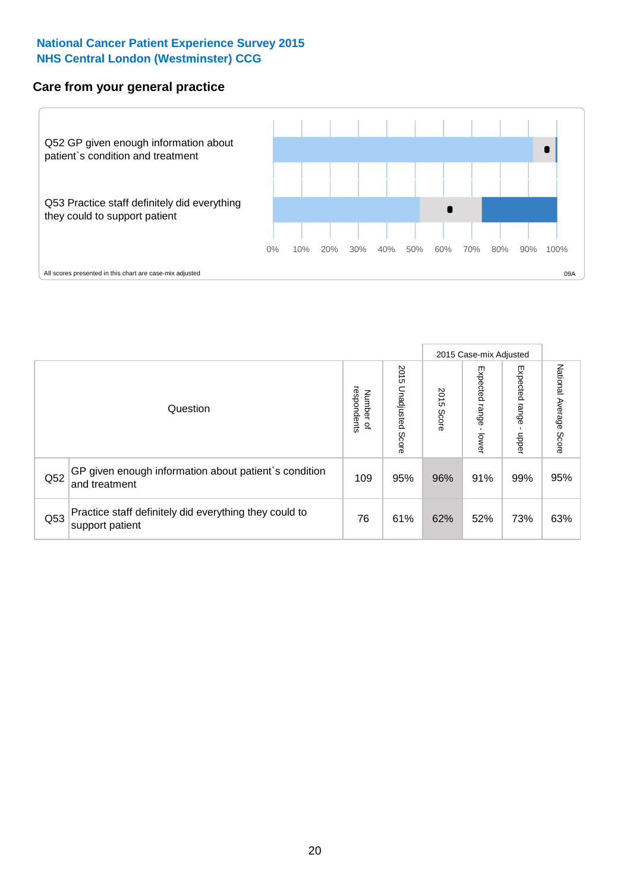**National Cancer Patient Experience Survey 2015**
**NHS Central London (Westminster) CCG**

## Care from your general practice

Q52 GP given enough information about patient`s condition and treatment

Q53 Practice staff definitely did everything they could to support patient

0% 10% 20% 30% 40% 50% 60% 70% 80% 90% 100%

All scores presented in this chart are case-mix adjusted

09A

| | Question | Number of respondents | 2015 Unadjusted Score | 2015 Case-mix Adjusted | | | National Average Score |
|---|---|---|---|---|---|---|---|
| | | | | 2015 Score | Expected range - lower | Expected range - upper | |
| Q52 | GP given enough information about patient`s condition and treatment | 109 | 95% | 96% | 91% | 99% | 95% |
| Q53 | Practice staff definitely did everything they could to support patient | 76 | 61% | 62% | 52% | 73% | 63% |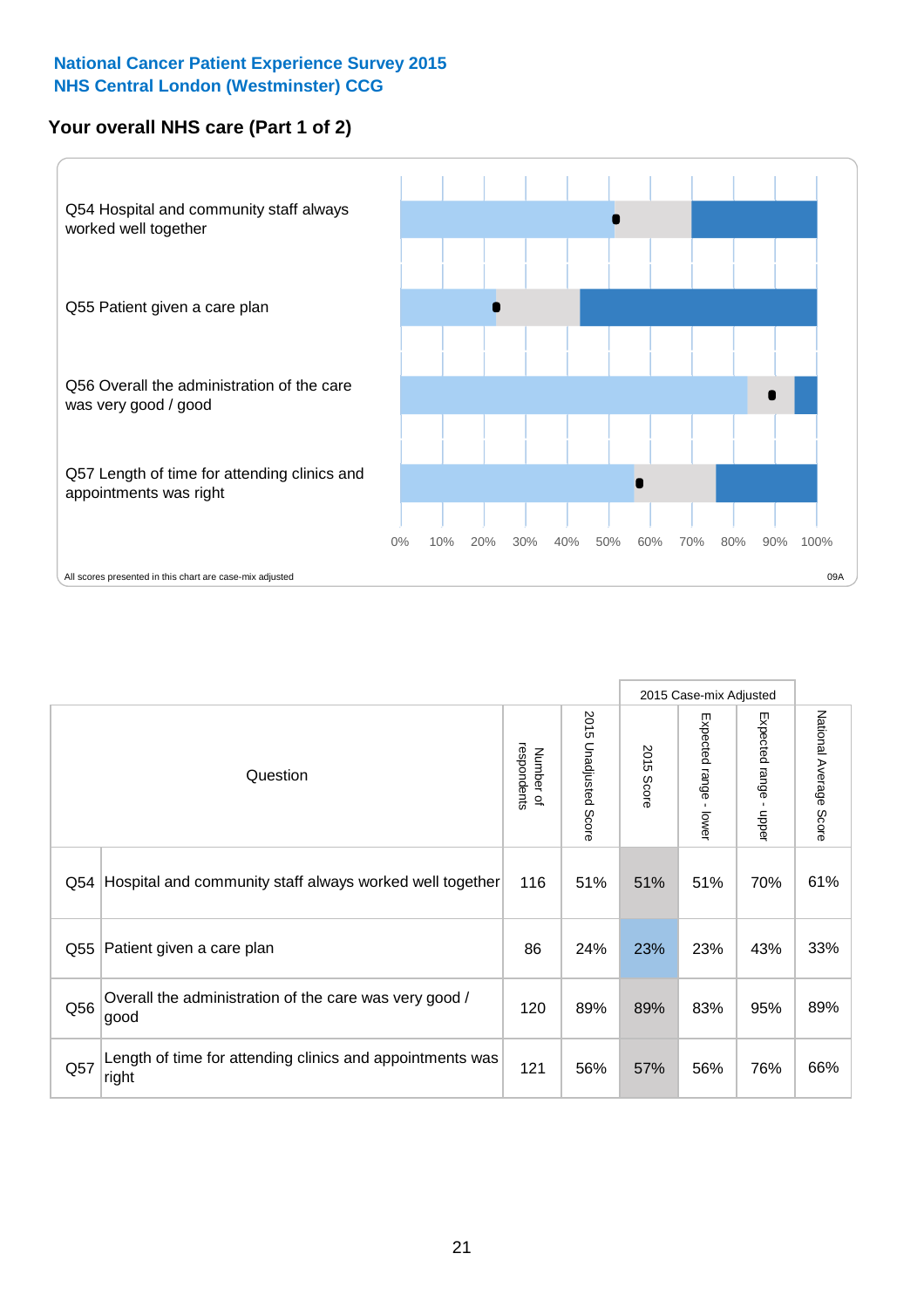National Cancer Patient Experience Survey 2015
NHS Central London (Westminster) CCG

## Your overall NHS care (Part 1 of 2)

Q54 Hospital and community staff always worked well together

Q55 Patient given a care plan

Q56 Overall the administration of the care was very good / good

Q57 Length of time for attending clinics and appointments was right

0% 10% 20% 30% 40% 50% 60% 70% 80% 90% 100%

All scores presented in this chart are case-mix adjusted

09A

| | Question | Number of respondents | 2015 Unadjusted Score | 2015 Case-mix Adjusted: 2015 Score | 2015 Case-mix Adjusted: Expected range - lower | 2015 Case-mix Adjusted: Expected range - upper | National Average Score |
|---|---|---|---|---|---|---|---|
| Q54 | Hospital and community staff always worked well together | 116 | 51% | 51% | 51% | 70% | 61% |
| Q55 | Patient given a care plan | 86 | 24% | 23% | 23% | 43% | 33% |
| Q56 | Overall the administration of the care was very good / good | 120 | 89% | 89% | 83% | 95% | 89% |
| Q57 | Length of time for attending clinics and appointments was right | 121 | 56% | 57% | 56% | 76% | 66% |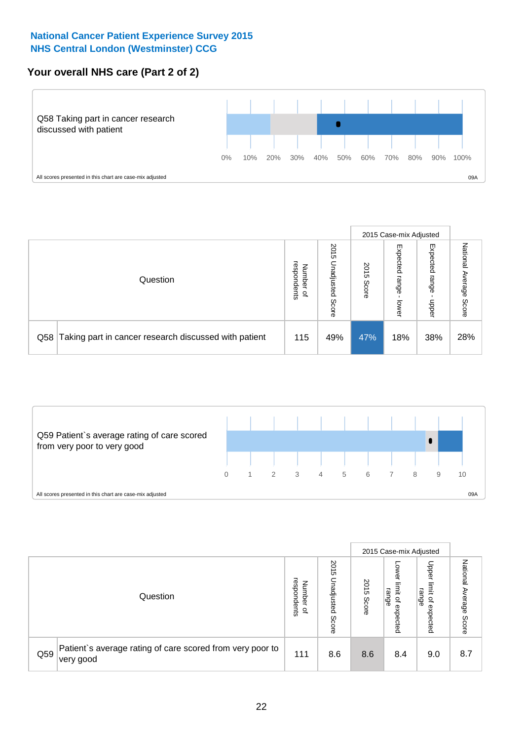## National Cancer Patient Experience Survey 2015
## NHS Central London (Westminster) CCG

### Your overall NHS care (Part 2 of 2)

Q58 Taking part in cancer research discussed with patient

0% 10% 20% 30% 40% 50% 60% 70% 80% 90% 100%

All scores presented in this chart are case-mix adjusted

09A

| | Question | Number of respondents | 2015 Unadjusted Score | 2015 Case-mix Adjusted | | | National Average Score |
|---|---|---|---|---|---|---|---|
| | | | | 2015 Score | Expected range - lower | Expected range - upper | |
| Q58 | Taking part in cancer research discussed with patient | 115 | 49% | 47% | 18% | 38% | 28% |

Q59 Patient`s average rating of care scored from very poor to very good

0 1 2 3 4 5 6 7 8 9 10

All scores presented in this chart are case-mix adjusted

09A

| | Question | Number of respondents | 2015 Unadjusted Score | 2015 Case-mix Adjusted | | | National Average Score |
|---|---|---|---|---|---|---|---|
| | | | | 2015 Score | Lower limit of expected range | Upper limit of expected range | |
| Q59 | Patient`s average rating of care scored from very poor to very good | 111 | 8.6 | 8.6 | 8.4 | 9.0 | 8.7 |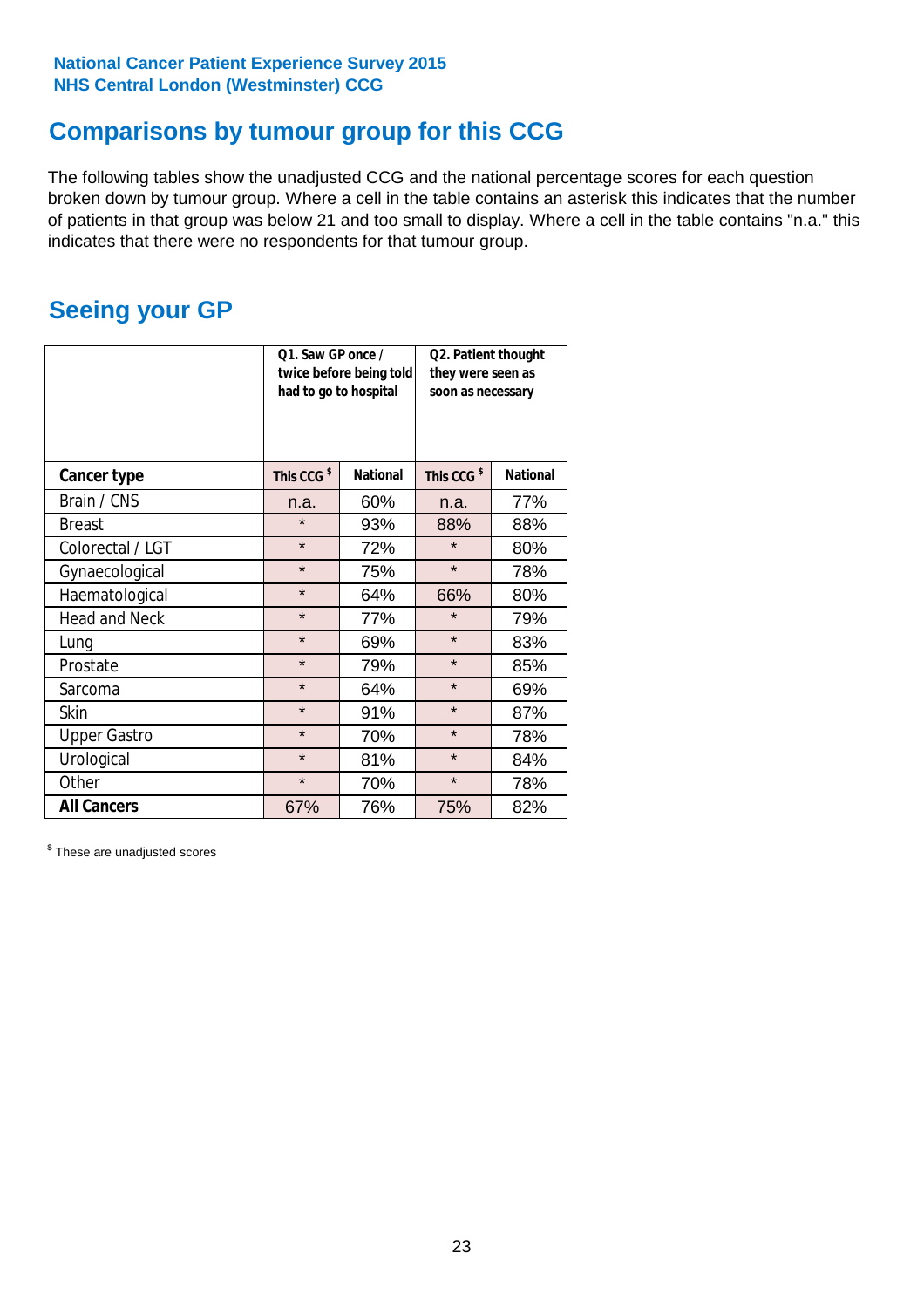National Cancer Patient Experience Survey 2015
NHS Central London (Westminster) CCG

## Comparisons by tumour group for this CCG

The following tables show the unadjusted CCG and the national percentage scores for each question broken down by tumour group. Where a cell in the table contains an asterisk this indicates that the number of patients in that group was below 21 and too small to display. Where a cell in the table contains "n.a." this indicates that there were no respondents for that tumour group.

## Seeing your GP

| | Q1. Saw GP once / twice before being told had to go to hospital | | Q2. Patient thought they were seen as soon as necessary | |
|---|---|---|---|---|
| **Cancer type** | **This CCG $** | **National** | **This CCG $** | **National** |
| Brain / CNS | n.a. | 60% | n.a. | 77% |
| Breast | * | 93% | 88% | 88% |
| Colorectal / LGT | * | 72% | * | 80% |
| Gynaecological | * | 75% | * | 78% |
| Haematological | * | 64% | 66% | 80% |
| Head and Neck | * | 77% | * | 79% |
| Lung | * | 69% | * | 83% |
| Prostate | * | 79% | * | 85% |
| Sarcoma | * | 64% | * | 69% |
| Skin | * | 91% | * | 87% |
| Upper Gastro | * | 70% | * | 78% |
| Urological | * | 81% | * | 84% |
| Other | * | 70% | * | 78% |
| **All Cancers** | 67% | 76% | 75% | 82% |

$ These are unadjusted scores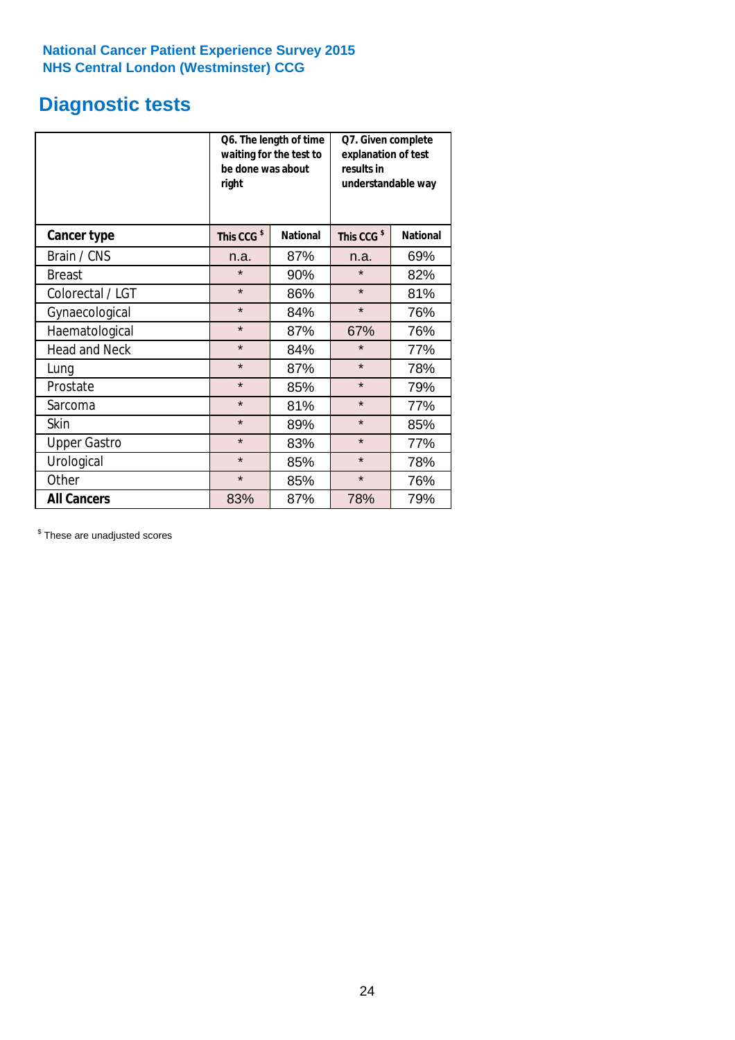National Cancer Patient Experience Survey 2015
NHS Central London (Westminster) CCG

# Diagnostic tests

| | Q6. The length of time waiting for the test to be done was about right | | Q7. Given complete explanation of test results in understandable way | |
|---|---|---|---|---|
| **Cancer type** | **This CCG $** | **National** | **This CCG $** | **National** |
| Brain / CNS | n.a. | 87% | n.a. | 69% |
| Breast | * | 90% | * | 82% |
| Colorectal / LGT | * | 86% | * | 81% |
| Gynaecological | * | 84% | * | 76% |
| Haematological | * | 87% | 67% | 76% |
| Head and Neck | * | 84% | * | 77% |
| Lung | * | 87% | * | 78% |
| Prostate | * | 85% | * | 79% |
| Sarcoma | * | 81% | * | 77% |
| Skin | * | 89% | * | 85% |
| Upper Gastro | * | 83% | * | 77% |
| Urological | * | 85% | * | 78% |
| Other | * | 85% | * | 76% |
| **All Cancers** | 83% | 87% | 78% | 79% |

$ These are unadjusted scores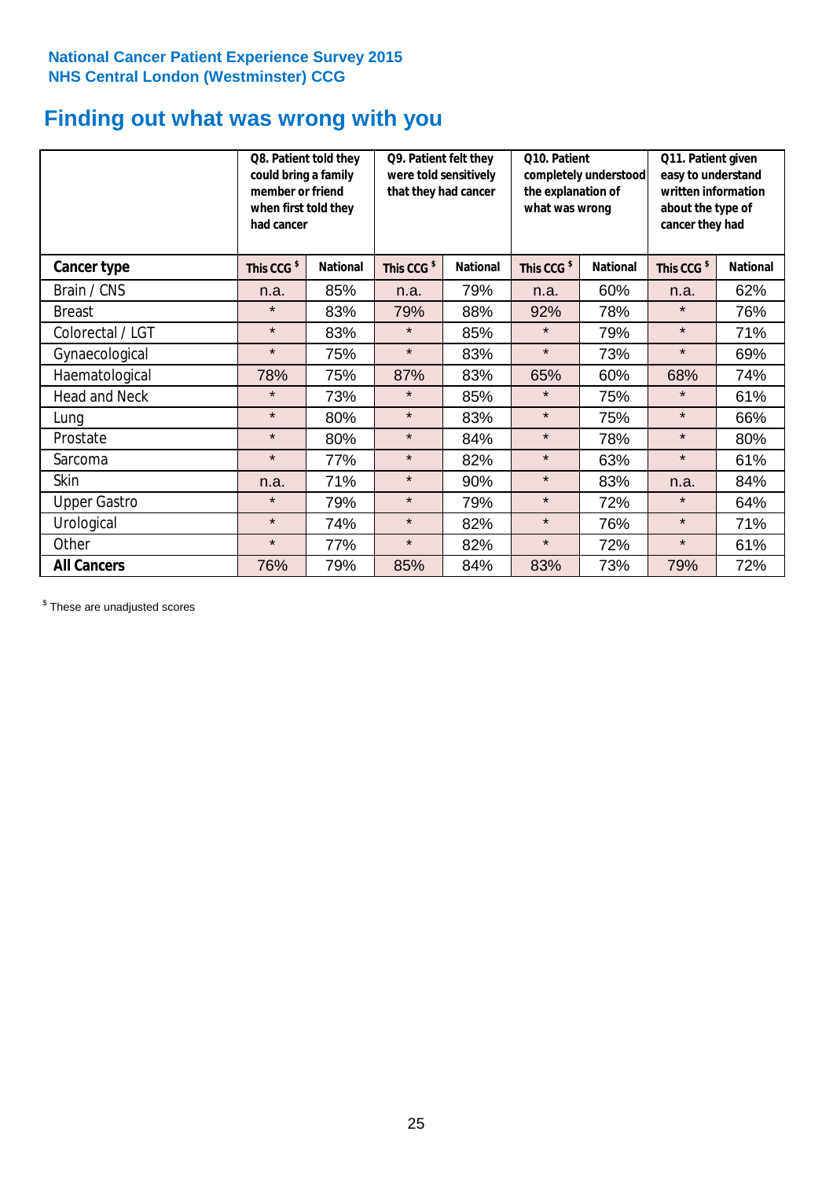**National Cancer Patient Experience Survey 2015**
**NHS Central London (Westminster) CCG**

# Finding out what was wrong with you

| | Q8. Patient told they could bring a family member or friend when first told they had cancer | | Q9. Patient felt they were told sensitively that they had cancer | | Q10. Patient completely understood the explanation of what was wrong | | Q11. Patient given easy to understand written information about the type of cancer they had | |
|---|---|---|---|---|---|---|---|---|
| **Cancer type** | This CCG $ | National | This CCG $ | National | This CCG $ | National | This CCG $ | National |
| Brain / CNS | n.a. | 85% | n.a. | 79% | n.a. | 60% | n.a. | 62% |
| Breast | * | 83% | 79% | 88% | 92% | 78% | * | 76% |
| Colorectal / LGT | * | 83% | * | 85% | * | 79% | * | 71% |
| Gynaecological | * | 75% | * | 83% | * | 73% | * | 69% |
| Haematological | 78% | 75% | 87% | 83% | 65% | 60% | 68% | 74% |
| Head and Neck | * | 73% | * | 85% | * | 75% | * | 61% |
| Lung | * | 80% | * | 83% | * | 75% | * | 66% |
| Prostate | * | 80% | * | 84% | * | 78% | * | 80% |
| Sarcoma | * | 77% | * | 82% | * | 63% | * | 61% |
| Skin | n.a. | 71% | * | 90% | * | 83% | n.a. | 84% |
| Upper Gastro | * | 79% | * | 79% | * | 72% | * | 64% |
| Urological | * | 74% | * | 82% | * | 76% | * | 71% |
| Other | * | 77% | * | 82% | * | 72% | * | 61% |
| **All Cancers** | 76% | 79% | 85% | 84% | 83% | 73% | 79% | 72% |

$ These are unadjusted scores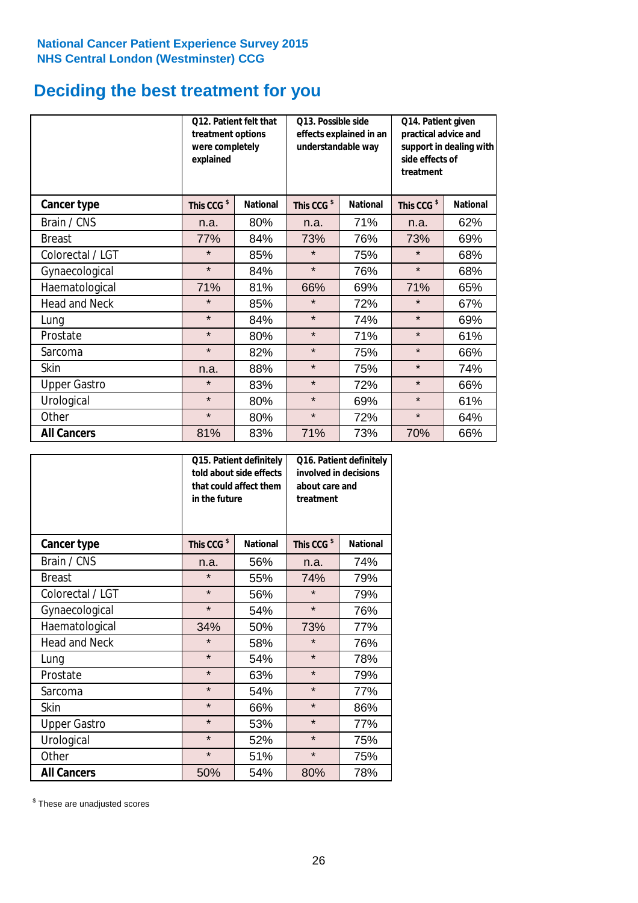National Cancer Patient Experience Survey 2015
NHS Central London (Westminster) CCG

# Deciding the best treatment for you

| | Q12. Patient felt that treatment options were completely explained | | Q13. Possible side effects explained in an understandable way | | Q14. Patient given practical advice and support in dealing with side effects of treatment | |
|---|---|---|---|---|---|---|
| **Cancer type** | **This CCG $** | **National** | **This CCG $** | **National** | **This CCG $** | **National** |
| Brain / CNS | n.a. | 80% | n.a. | 71% | n.a. | 62% |
| Breast | 77% | 84% | 73% | 76% | 73% | 69% |
| Colorectal / LGT | * | 85% | * | 75% | * | 68% |
| Gynaecological | * | 84% | * | 76% | * | 68% |
| Haematological | 71% | 81% | 66% | 69% | 71% | 65% |
| Head and Neck | * | 85% | * | 72% | * | 67% |
| Lung | * | 84% | * | 74% | * | 69% |
| Prostate | * | 80% | * | 71% | * | 61% |
| Sarcoma | * | 82% | * | 75% | * | 66% |
| Skin | n.a. | 88% | * | 75% | * | 74% |
| Upper Gastro | * | 83% | * | 72% | * | 66% |
| Urological | * | 80% | * | 69% | * | 61% |
| Other | * | 80% | * | 72% | * | 64% |
| **All Cancers** | 81% | 83% | 71% | 73% | 70% | 66% |

| | Q15. Patient definitely told about side effects that could affect them in the future | | Q16. Patient definitely involved in decisions about care and treatment | |
|---|---|---|---|---|
| **Cancer type** | **This CCG $** | **National** | **This CCG $** | **National** |
| Brain / CNS | n.a. | 56% | n.a. | 74% |
| Breast | * | 55% | 74% | 79% |
| Colorectal / LGT | * | 56% | * | 79% |
| Gynaecological | * | 54% | * | 76% |
| Haematological | 34% | 50% | 73% | 77% |
| Head and Neck | * | 58% | * | 76% |
| Lung | * | 54% | * | 78% |
| Prostate | * | 63% | * | 79% |
| Sarcoma | * | 54% | * | 77% |
| Skin | * | 66% | * | 86% |
| Upper Gastro | * | 53% | * | 77% |
| Urological | * | 52% | * | 75% |
| Other | * | 51% | * | 75% |
| **All Cancers** | 50% | 54% | 80% | 78% |

$ These are unadjusted scores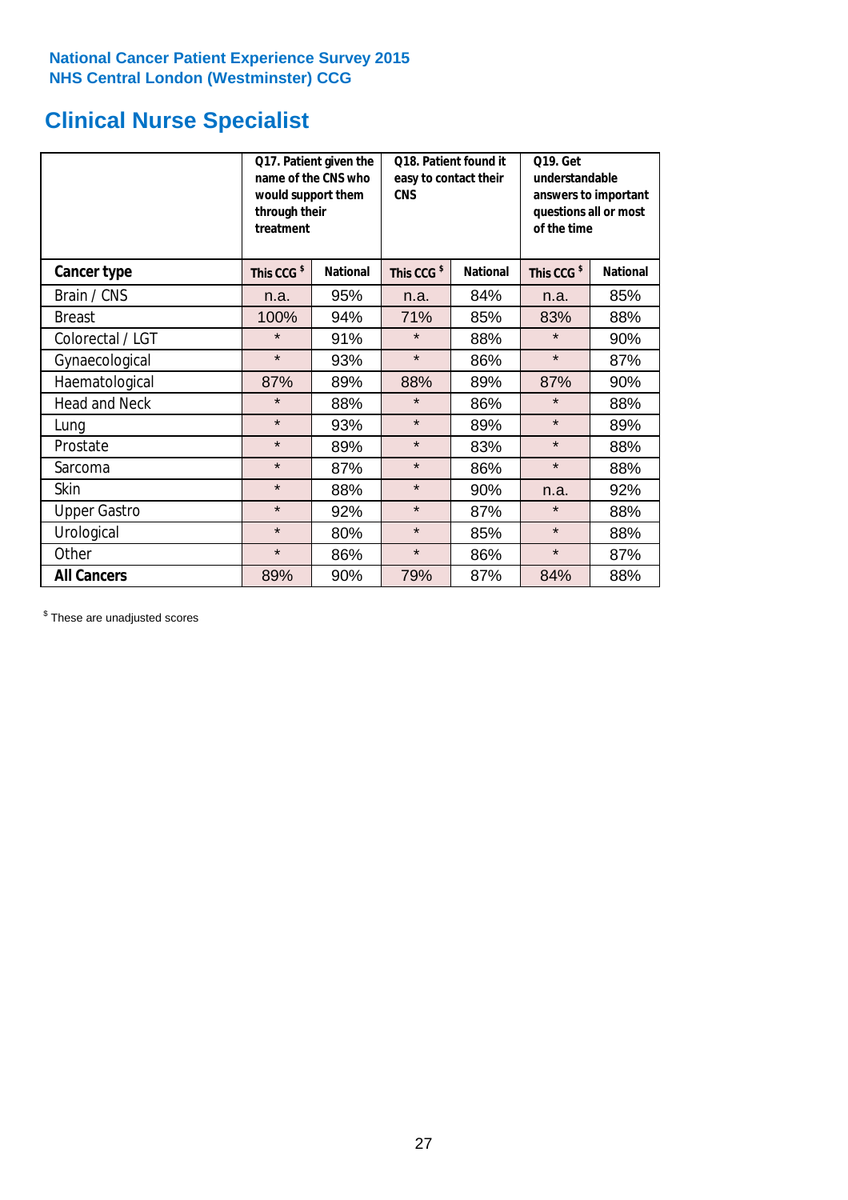National Cancer Patient Experience Survey 2015
NHS Central London (Westminster) CCG

# Clinical Nurse Specialist

| | Q17. Patient given the name of the CNS who would support them through their treatment | | Q18. Patient found it easy to contact their CNS | | Q19. Get understandable answers to important questions all or most of the time | |
|---|---|---|---|---|---|---|
| **Cancer type** | This CCG $ | National | This CCG $ | National | This CCG $ | National |
| Brain / CNS | n.a. | 95% | n.a. | 84% | n.a. | 85% |
| Breast | 100% | 94% | 71% | 85% | 83% | 88% |
| Colorectal / LGT | * | 91% | * | 88% | * | 90% |
| Gynaecological | * | 93% | * | 86% | * | 87% |
| Haematological | 87% | 89% | 88% | 89% | 87% | 90% |
| Head and Neck | * | 88% | * | 86% | * | 88% |
| Lung | * | 93% | * | 89% | * | 89% |
| Prostate | * | 89% | * | 83% | * | 88% |
| Sarcoma | * | 87% | * | 86% | * | 88% |
| Skin | * | 88% | * | 90% | n.a. | 92% |
| Upper Gastro | * | 92% | * | 87% | * | 88% |
| Urological | * | 80% | * | 85% | * | 88% |
| Other | * | 86% | * | 86% | * | 87% |
| **All Cancers** | 89% | 90% | 79% | 87% | 84% | 88% |

$ These are unadjusted scores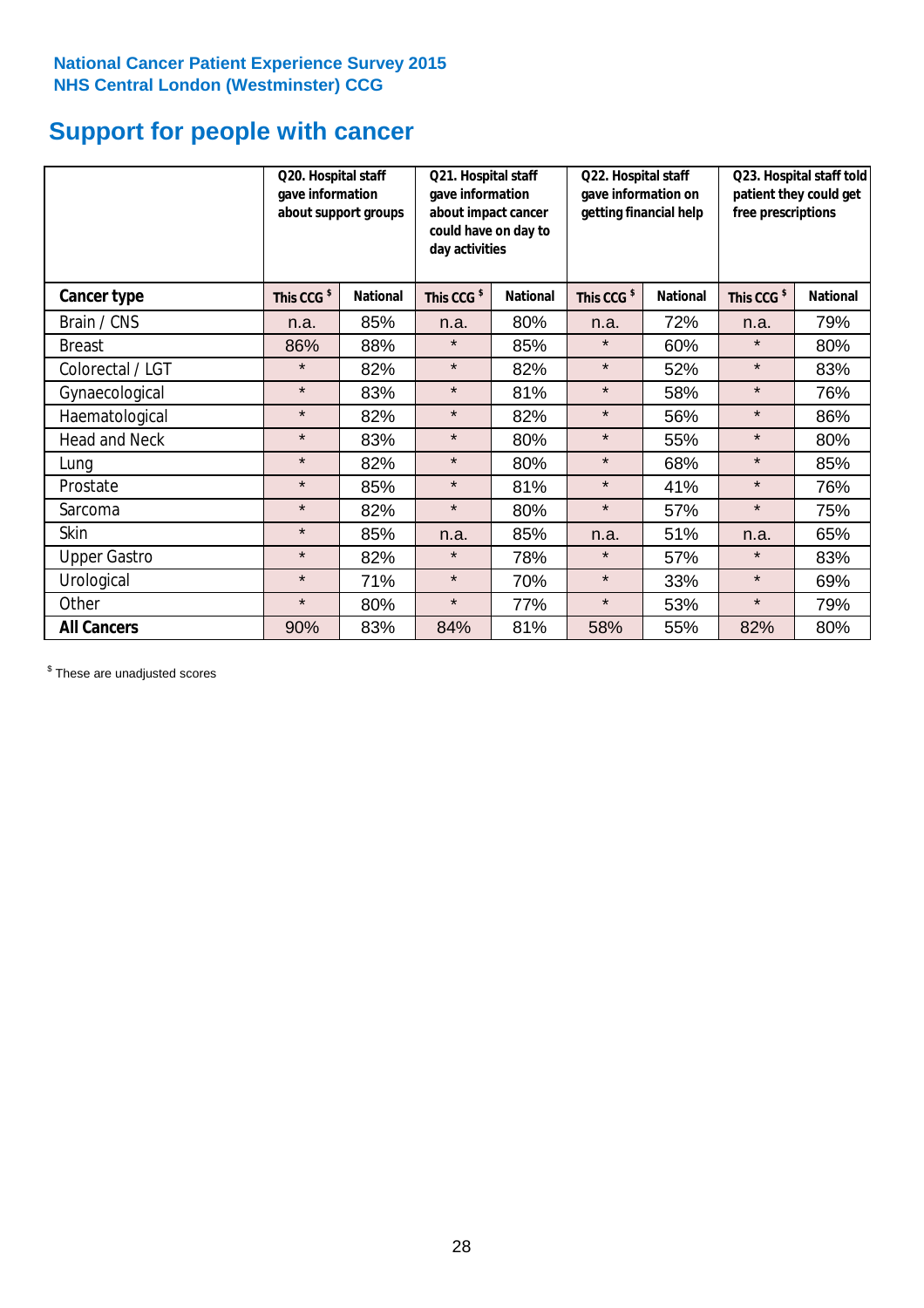National Cancer Patient Experience Survey 2015
NHS Central London (Westminster) CCG

# Support for people with cancer

| | Q20. Hospital staff gave information about support groups | | Q21. Hospital staff gave information about impact cancer could have on day to day activities | | Q22. Hospital staff gave information on getting financial help | | Q23. Hospital staff told patient they could get free prescriptions | |
|---|---|---|---|---|---|---|---|---|
| **Cancer type** | **This CCG $** | **National** | **This CCG $** | **National** | **This CCG $** | **National** | **This CCG $** | **National** |
| Brain / CNS | n.a. | 85% | n.a. | 80% | n.a. | 72% | n.a. | 79% |
| Breast | 86% | 88% | * | 85% | * | 60% | * | 80% |
| Colorectal / LGT | * | 82% | * | 82% | * | 52% | * | 83% |
| Gynaecological | * | 83% | * | 81% | * | 58% | * | 76% |
| Haematological | * | 82% | * | 82% | * | 56% | * | 86% |
| Head and Neck | * | 83% | * | 80% | * | 55% | * | 80% |
| Lung | * | 82% | * | 80% | * | 68% | * | 85% |
| Prostate | * | 85% | * | 81% | * | 41% | * | 76% |
| Sarcoma | * | 82% | * | 80% | * | 57% | * | 75% |
| Skin | * | 85% | n.a. | 85% | n.a. | 51% | n.a. | 65% |
| Upper Gastro | * | 82% | * | 78% | * | 57% | * | 83% |
| Urological | * | 71% | * | 70% | * | 33% | * | 69% |
| Other | * | 80% | * | 77% | * | 53% | * | 79% |
| **All Cancers** | 90% | 83% | 84% | 81% | 58% | 55% | 82% | 80% |

$ These are unadjusted scores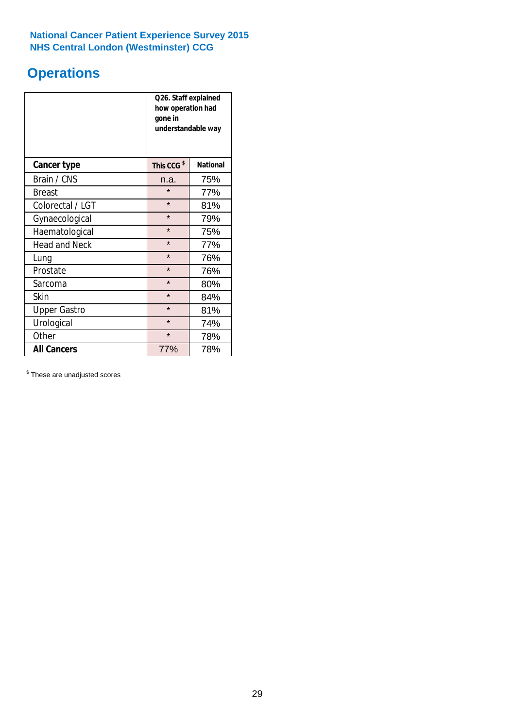National Cancer Patient Experience Survey 2015
NHS Central London (Westminster) CCG

# Operations

| | Q26. Staff explained how operation had gone in understandable way | |
|---|---|---|
| **Cancer type** | **This CCG $** | **National** |
| Brain / CNS | n.a. | 75% |
| Breast | * | 77% |
| Colorectal / LGT | * | 81% |
| Gynaecological | * | 79% |
| Haematological | * | 75% |
| Head and Neck | * | 77% |
| Lung | * | 76% |
| Prostate | * | 76% |
| Sarcoma | * | 80% |
| Skin | * | 84% |
| Upper Gastro | * | 81% |
| Urological | * | 74% |
| Other | * | 78% |
| **All Cancers** | 77% | 78% |

$ These are unadjusted scores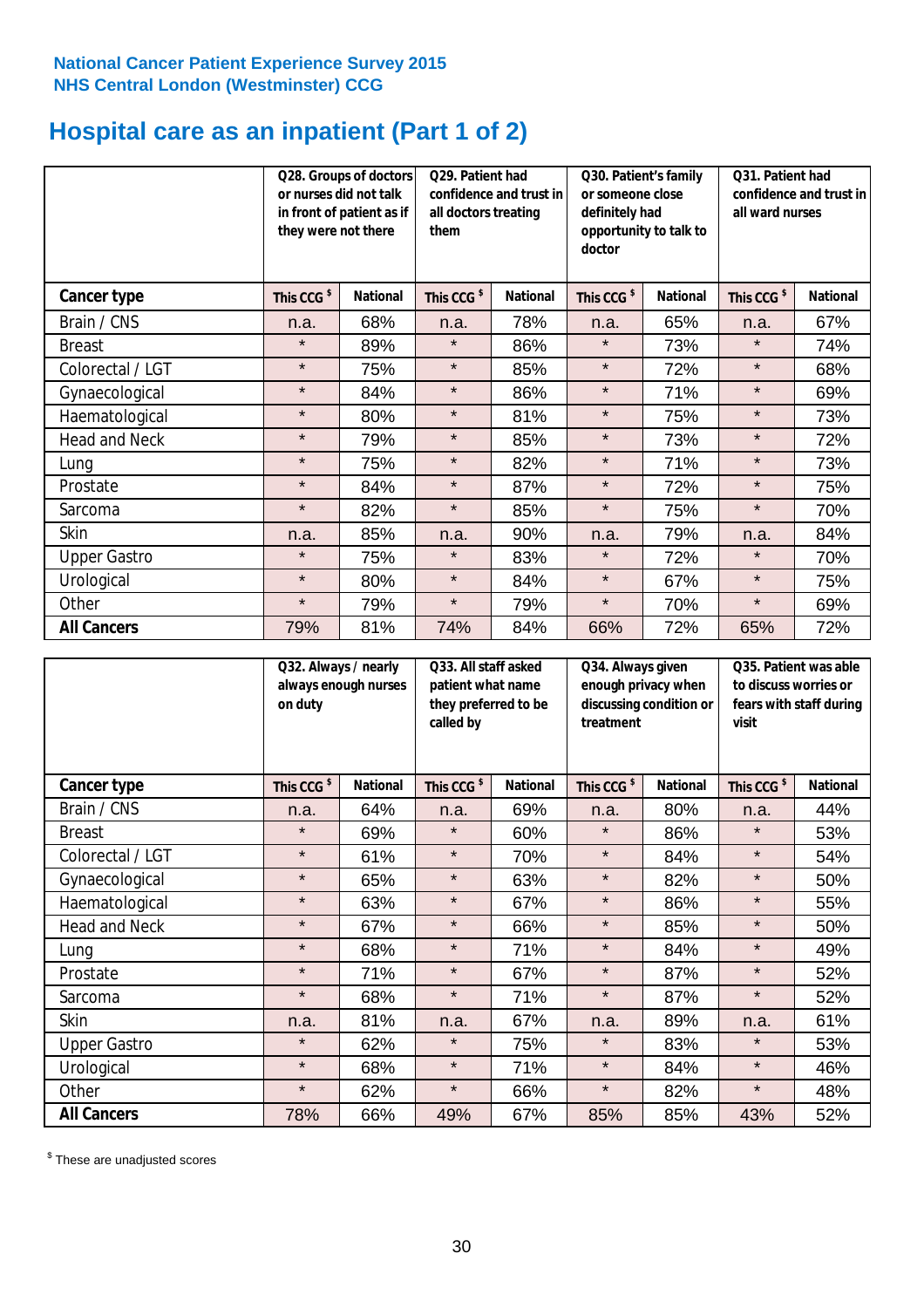National Cancer Patient Experience Survey 2015
NHS Central London (Westminster) CCG

# Hospital care as an inpatient (Part 1 of 2)

| | Q28. Groups of doctors or nurses did not talk in front of patient as if they were not there | | Q29. Patient had confidence and trust in all doctors treating them | | Q30. Patient's family or someone close definitely had opportunity to talk to doctor | | Q31. Patient had confidence and trust in all ward nurses | |
|---|---|---|---|---|---|---|---|---|
| **Cancer type** | This CCG $ | National | This CCG $ | National | This CCG $ | National | This CCG $ | National |
| Brain / CNS | n.a. | 68% | n.a. | 78% | n.a. | 65% | n.a. | 67% |
| Breast | * | 89% | * | 86% | * | 73% | * | 74% |
| Colorectal / LGT | * | 75% | * | 85% | * | 72% | * | 68% |
| Gynaecological | * | 84% | * | 86% | * | 71% | * | 69% |
| Haematological | * | 80% | * | 81% | * | 75% | * | 73% |
| Head and Neck | * | 79% | * | 85% | * | 73% | * | 72% |
| Lung | * | 75% | * | 82% | * | 71% | * | 73% |
| Prostate | * | 84% | * | 87% | * | 72% | * | 75% |
| Sarcoma | * | 82% | * | 85% | * | 75% | * | 70% |
| Skin | n.a. | 85% | n.a. | 90% | n.a. | 79% | n.a. | 84% |
| Upper Gastro | * | 75% | * | 83% | * | 72% | * | 70% |
| Urological | * | 80% | * | 84% | * | 67% | * | 75% |
| Other | * | 79% | * | 79% | * | 70% | * | 69% |
| **All Cancers** | 79% | 81% | 74% | 84% | 66% | 72% | 65% | 72% |

| | Q32. Always / nearly always enough nurses on duty | | Q33. All staff asked patient what name they preferred to be called by | | Q34. Always given enough privacy when discussing condition or treatment | | Q35. Patient was able to discuss worries or fears with staff during visit | |
|---|---|---|---|---|---|---|---|---|
| **Cancer type** | This CCG $ | National | This CCG $ | National | This CCG $ | National | This CCG $ | National |
| Brain / CNS | n.a. | 64% | n.a. | 69% | n.a. | 80% | n.a. | 44% |
| Breast | * | 69% | * | 60% | * | 86% | * | 53% |
| Colorectal / LGT | * | 61% | * | 70% | * | 84% | * | 54% |
| Gynaecological | * | 65% | * | 63% | * | 82% | * | 50% |
| Haematological | * | 63% | * | 67% | * | 86% | * | 55% |
| Head and Neck | * | 67% | * | 66% | * | 85% | * | 50% |
| Lung | * | 68% | * | 71% | * | 84% | * | 49% |
| Prostate | * | 71% | * | 67% | * | 87% | * | 52% |
| Sarcoma | * | 68% | * | 71% | * | 87% | * | 52% |
| Skin | n.a. | 81% | n.a. | 67% | n.a. | 89% | n.a. | 61% |
| Upper Gastro | * | 62% | * | 75% | * | 83% | * | 53% |
| Urological | * | 68% | * | 71% | * | 84% | * | 46% |
| Other | * | 62% | * | 66% | * | 82% | * | 48% |
| **All Cancers** | 78% | 66% | 49% | 67% | 85% | 85% | 43% | 52% |

$ These are unadjusted scores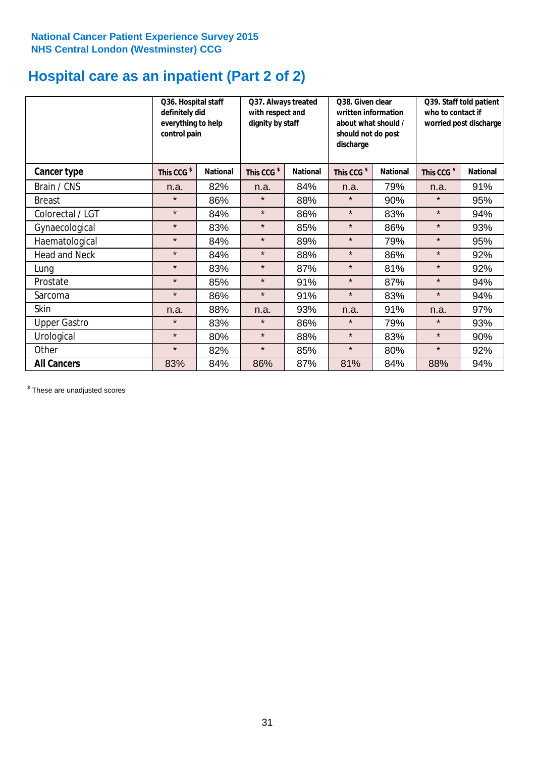National Cancer Patient Experience Survey 2015
NHS Central London (Westminster) CCG

# Hospital care as an inpatient (Part 2 of 2)

| | Q36. Hospital staff definitely did everything to help control pain | | Q37. Always treated with respect and dignity by staff | | Q38. Given clear written information about what should / should not do post discharge | | Q39. Staff told patient who to contact if worried post discharge | |
|---|---|---|---|---|---|---|---|---|
| **Cancer type** | This CCG $ | National | This CCG $ | National | This CCG $ | National | This CCG $ | National |
| Brain / CNS | n.a. | 82% | n.a. | 84% | n.a. | 79% | n.a. | 91% |
| Breast | * | 86% | * | 88% | * | 90% | * | 95% |
| Colorectal / LGT | * | 84% | * | 86% | * | 83% | * | 94% |
| Gynaecological | * | 83% | * | 85% | * | 86% | * | 93% |
| Haematological | * | 84% | * | 89% | * | 79% | * | 95% |
| Head and Neck | * | 84% | * | 88% | * | 86% | * | 92% |
| Lung | * | 83% | * | 87% | * | 81% | * | 92% |
| Prostate | * | 85% | * | 91% | * | 87% | * | 94% |
| Sarcoma | * | 86% | * | 91% | * | 83% | * | 94% |
| Skin | n.a. | 88% | n.a. | 93% | n.a. | 91% | n.a. | 97% |
| Upper Gastro | * | 83% | * | 86% | * | 79% | * | 93% |
| Urological | * | 80% | * | 88% | * | 83% | * | 90% |
| Other | * | 82% | * | 85% | * | 80% | * | 92% |
| **All Cancers** | 83% | 84% | 86% | 87% | 81% | 84% | 88% | 94% |

$ These are unadjusted scores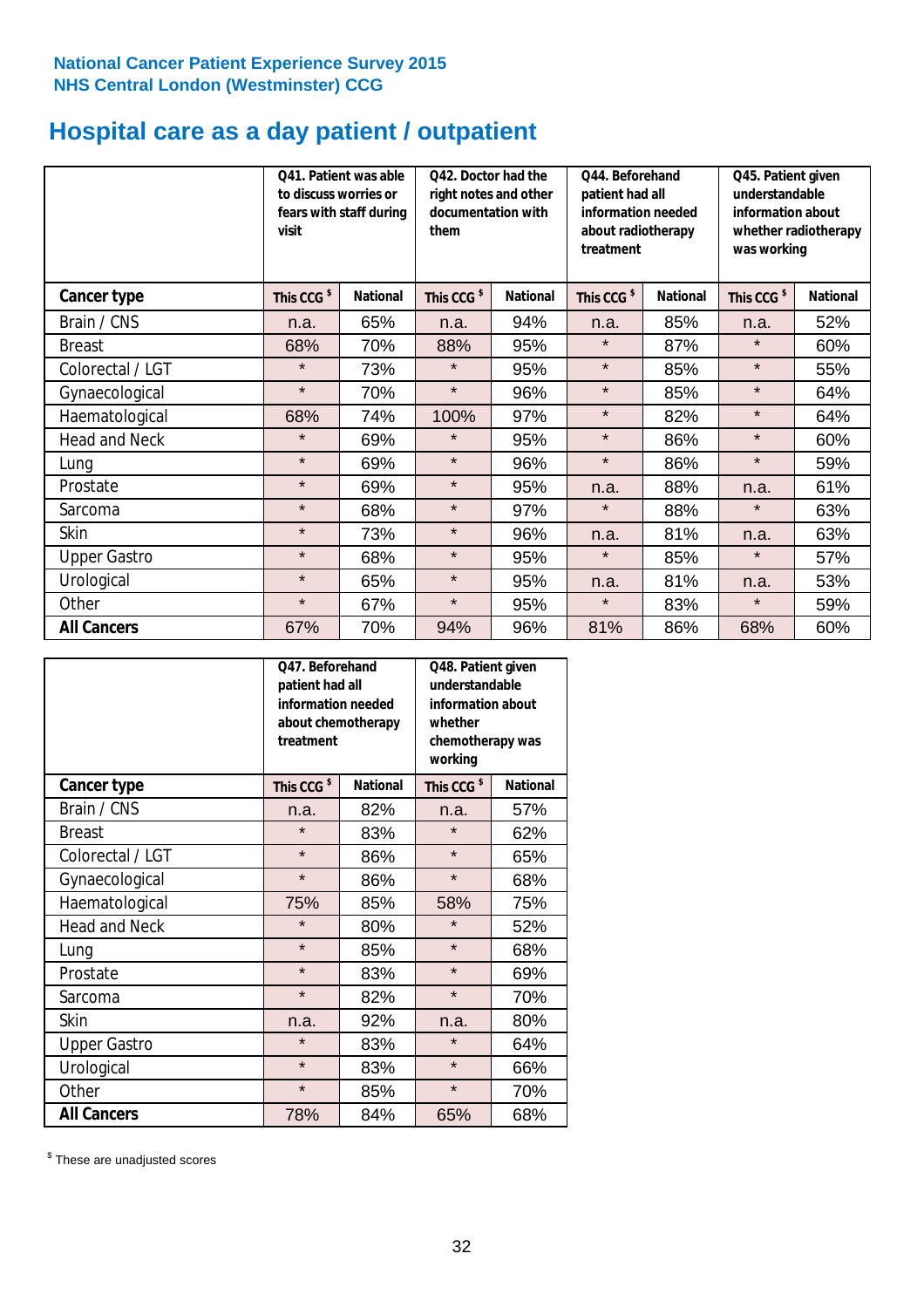National Cancer Patient Experience Survey 2015
NHS Central London (Westminster) CCG

# Hospital care as a day patient / outpatient

| | Q41. Patient was able to discuss worries or fears with staff during visit | | Q42. Doctor had the right notes and other documentation with them | | Q44. Beforehand patient had all information needed about radiotherapy treatment | | Q45. Patient given understandable information about whether radiotherapy was working | |
|---|---|---|---|---|---|---|---|---|
| **Cancer type** | This CCG $ | National | This CCG $ | National | This CCG $ | National | This CCG $ | National |
| Brain / CNS | n.a. | 65% | n.a. | 94% | n.a. | 85% | n.a. | 52% |
| Breast | 68% | 70% | 88% | 95% | * | 87% | * | 60% |
| Colorectal / LGT | * | 73% | * | 95% | * | 85% | * | 55% |
| Gynaecological | * | 70% | * | 96% | * | 85% | * | 64% |
| Haematological | 68% | 74% | 100% | 97% | * | 82% | * | 64% |
| Head and Neck | * | 69% | * | 95% | * | 86% | * | 60% |
| Lung | * | 69% | * | 96% | * | 86% | * | 59% |
| Prostate | * | 69% | * | 95% | n.a. | 88% | n.a. | 61% |
| Sarcoma | * | 68% | * | 97% | * | 88% | * | 63% |
| Skin | * | 73% | * | 96% | n.a. | 81% | n.a. | 63% |
| Upper Gastro | * | 68% | * | 95% | * | 85% | * | 57% |
| Urological | * | 65% | * | 95% | n.a. | 81% | n.a. | 53% |
| Other | * | 67% | * | 95% | * | 83% | * | 59% |
| **All Cancers** | 67% | 70% | 94% | 96% | 81% | 86% | 68% | 60% |

| | Q47. Beforehand patient had all information needed about chemotherapy treatment | | Q48. Patient given understandable information about whether chemotherapy was working | |
|---|---|---|---|---|
| **Cancer type** | This CCG $ | National | This CCG $ | National |
| Brain / CNS | n.a. | 82% | n.a. | 57% |
| Breast | * | 83% | * | 62% |
| Colorectal / LGT | * | 86% | * | 65% |
| Gynaecological | * | 86% | * | 68% |
| Haematological | 75% | 85% | 58% | 75% |
| Head and Neck | * | 80% | * | 52% |
| Lung | * | 85% | * | 68% |
| Prostate | * | 83% | * | 69% |
| Sarcoma | * | 82% | * | 70% |
| Skin | n.a. | 92% | n.a. | 80% |
| Upper Gastro | * | 83% | * | 64% |
| Urological | * | 83% | * | 66% |
| Other | * | 85% | * | 70% |
| **All Cancers** | 78% | 84% | 65% | 68% |

$ These are unadjusted scores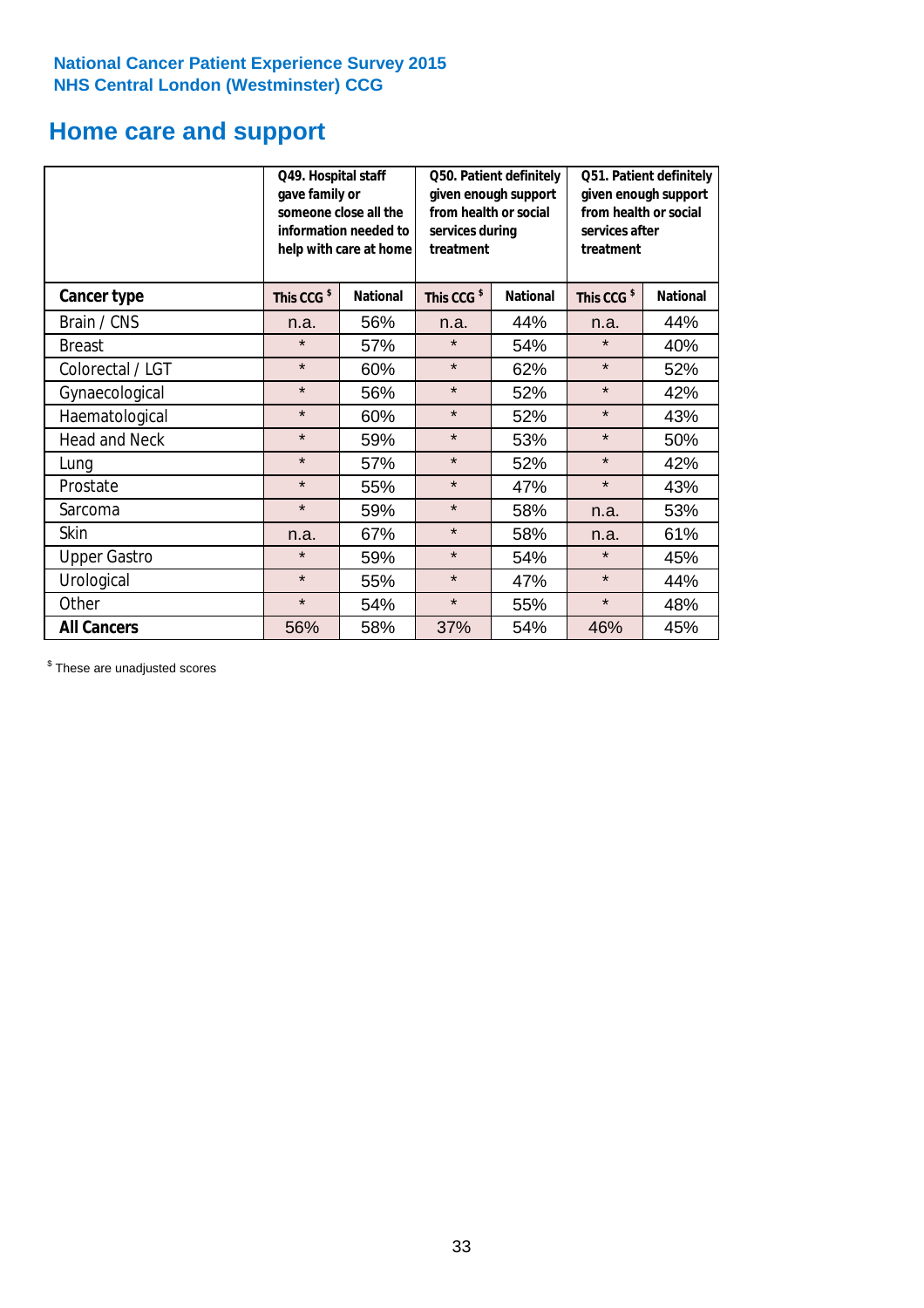National Cancer Patient Experience Survey 2015
NHS Central London (Westminster) CCG

# Home care and support

| | Q49. Hospital staff gave family or someone close all the information needed to help with care at home | | Q50. Patient definitely given enough support from health or social services during treatment | | Q51. Patient definitely given enough support from health or social services after treatment | |
|---|---|---|---|---|---|---|
| **Cancer type** | **This CCG $** | **National** | **This CCG $** | **National** | **This CCG $** | **National** |
| Brain / CNS | n.a. | 56% | n.a. | 44% | n.a. | 44% |
| Breast | * | 57% | * | 54% | * | 40% |
| Colorectal / LGT | * | 60% | * | 62% | * | 52% |
| Gynaecological | * | 56% | * | 52% | * | 42% |
| Haematological | * | 60% | * | 52% | * | 43% |
| Head and Neck | * | 59% | * | 53% | * | 50% |
| Lung | * | 57% | * | 52% | * | 42% |
| Prostate | * | 55% | * | 47% | * | 43% |
| Sarcoma | * | 59% | * | 58% | n.a. | 53% |
| Skin | n.a. | 67% | * | 58% | n.a. | 61% |
| Upper Gastro | * | 59% | * | 54% | * | 45% |
| Urological | * | 55% | * | 47% | * | 44% |
| Other | * | 54% | * | 55% | * | 48% |
| **All Cancers** | 56% | 58% | 37% | 54% | 46% | 45% |

$ These are unadjusted scores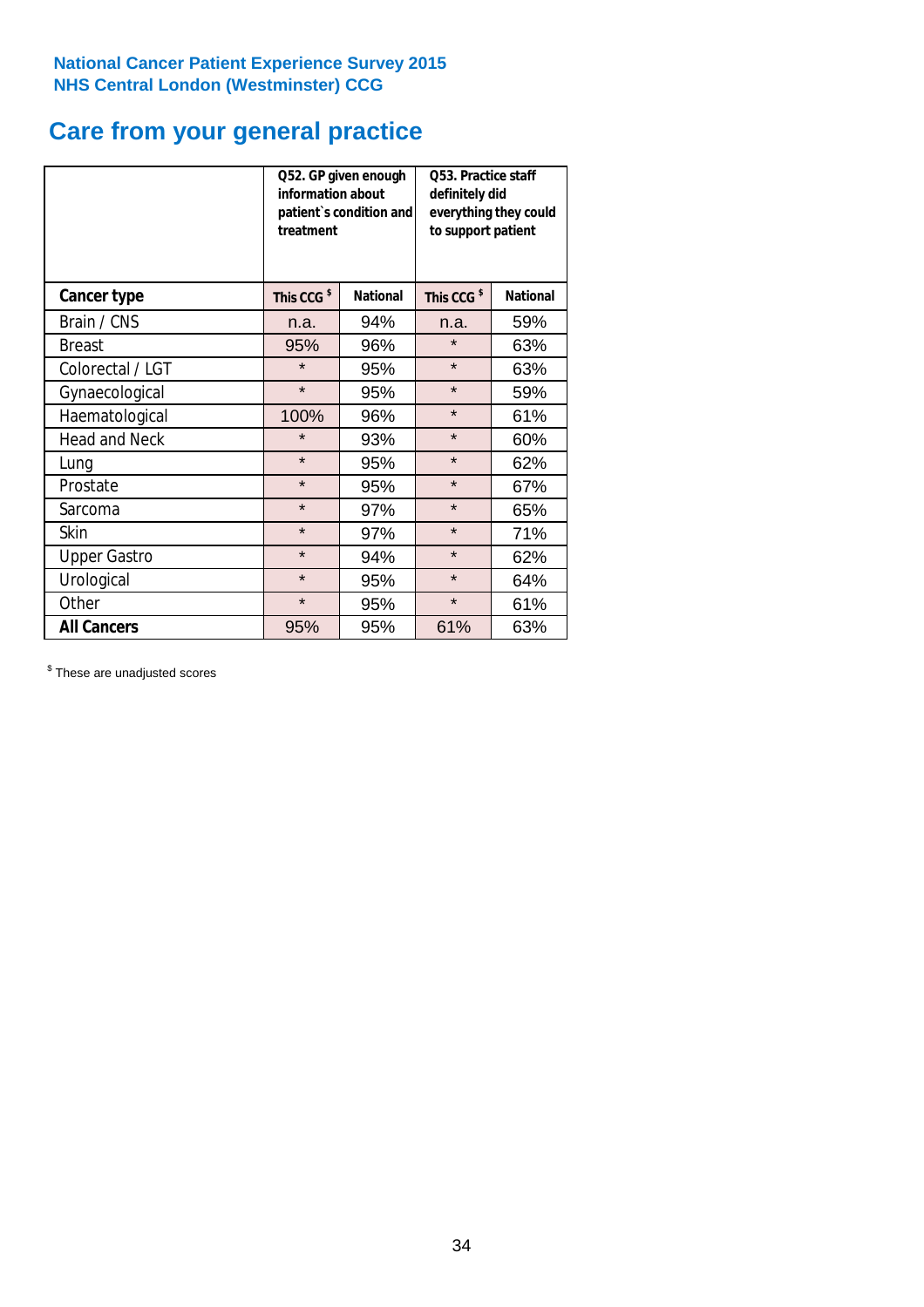National Cancer Patient Experience Survey 2015
NHS Central London (Westminster) CCG

# Care from your general practice

| | Q52. GP given enough information about patient`s condition and treatment | | Q53. Practice staff definitely did everything they could to support patient | |
|---|---|---|---|---|
| **Cancer type** | **This CCG $** | **National** | **This CCG $** | **National** |
| Brain / CNS | n.a. | 94% | n.a. | 59% |
| Breast | 95% | 96% | * | 63% |
| Colorectal / LGT | * | 95% | * | 63% |
| Gynaecological | * | 95% | * | 59% |
| Haematological | 100% | 96% | * | 61% |
| Head and Neck | * | 93% | * | 60% |
| Lung | * | 95% | * | 62% |
| Prostate | * | 95% | * | 67% |
| Sarcoma | * | 97% | * | 65% |
| Skin | * | 97% | * | 71% |
| Upper Gastro | * | 94% | * | 62% |
| Urological | * | 95% | * | 64% |
| Other | * | 95% | * | 61% |
| **All Cancers** | 95% | 95% | 61% | 63% |

$ These are unadjusted scores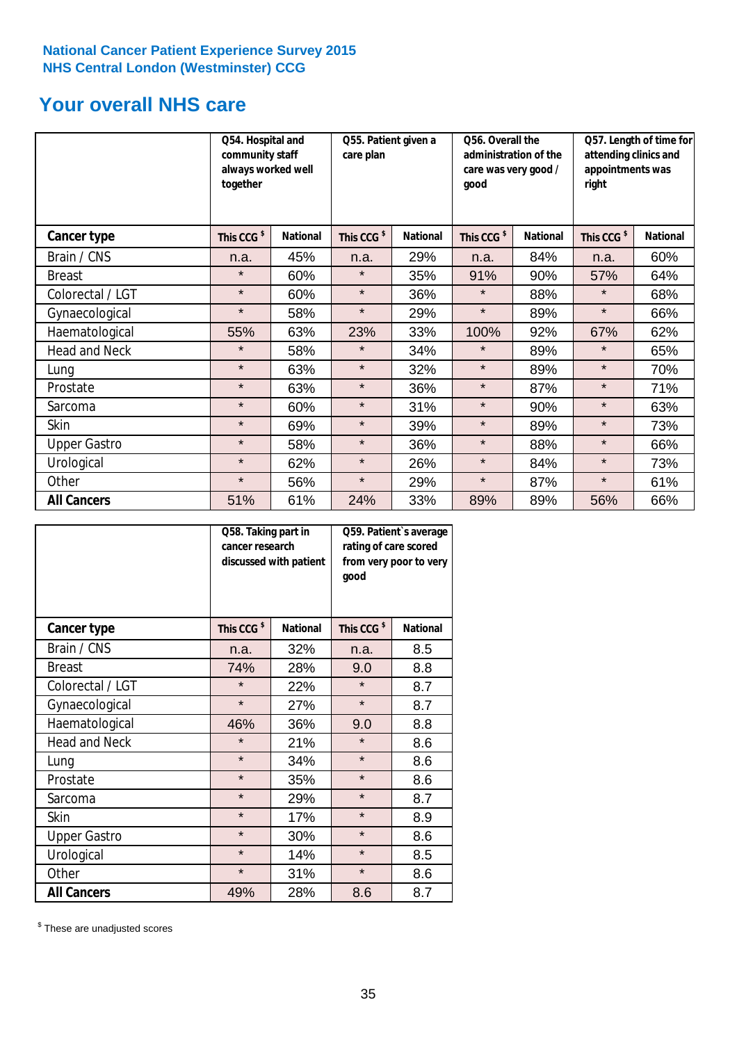National Cancer Patient Experience Survey 2015
NHS Central London (Westminster) CCG

## Your overall NHS care

| | Q54. Hospital and community staff always worked well together | | Q55. Patient given a care plan | | Q56. Overall the administration of the care was very good / good | | Q57. Length of time for attending clinics and appointments was right | |
|---|---|---|---|---|---|---|---|---|
| **Cancer type** | **This CCG $** | **National** | **This CCG $** | **National** | **This CCG $** | **National** | **This CCG $** | **National** |
| Brain / CNS | n.a. | 45% | n.a. | 29% | n.a. | 84% | n.a. | 60% |
| Breast | * | 60% | * | 35% | 91% | 90% | 57% | 64% |
| Colorectal / LGT | * | 60% | * | 36% | * | 88% | * | 68% |
| Gynaecological | * | 58% | * | 29% | * | 89% | * | 66% |
| Haematological | 55% | 63% | 23% | 33% | 100% | 92% | 67% | 62% |
| Head and Neck | * | 58% | * | 34% | * | 89% | * | 65% |
| Lung | * | 63% | * | 32% | * | 89% | * | 70% |
| Prostate | * | 63% | * | 36% | * | 87% | * | 71% |
| Sarcoma | * | 60% | * | 31% | * | 90% | * | 63% |
| Skin | * | 69% | * | 39% | * | 89% | * | 73% |
| Upper Gastro | * | 58% | * | 36% | * | 88% | * | 66% |
| Urological | * | 62% | * | 26% | * | 84% | * | 73% |
| Other | * | 56% | * | 29% | * | 87% | * | 61% |
| **All Cancers** | 51% | 61% | 24% | 33% | 89% | 89% | 56% | 66% |

| | Q58. Taking part in cancer research discussed with patient | | Q59. Patient's average rating of care scored from very poor to very good | |
|---|---|---|---|---|
| **Cancer type** | **This CCG $** | **National** | **This CCG $** | **National** |
| Brain / CNS | n.a. | 32% | n.a. | 8.5 |
| Breast | 74% | 28% | 9.0 | 8.8 |
| Colorectal / LGT | * | 22% | * | 8.7 |
| Gynaecological | * | 27% | * | 8.7 |
| Haematological | 46% | 36% | 9.0 | 8.8 |
| Head and Neck | * | 21% | * | 8.6 |
| Lung | * | 34% | * | 8.6 |
| Prostate | * | 35% | * | 8.6 |
| Sarcoma | * | 29% | * | 8.7 |
| Skin | * | 17% | * | 8.9 |
| Upper Gastro | * | 30% | * | 8.6 |
| Urological | * | 14% | * | 8.5 |
| Other | * | 31% | * | 8.6 |
| **All Cancers** | 49% | 28% | 8.6 | 8.7 |

$ These are unadjusted scores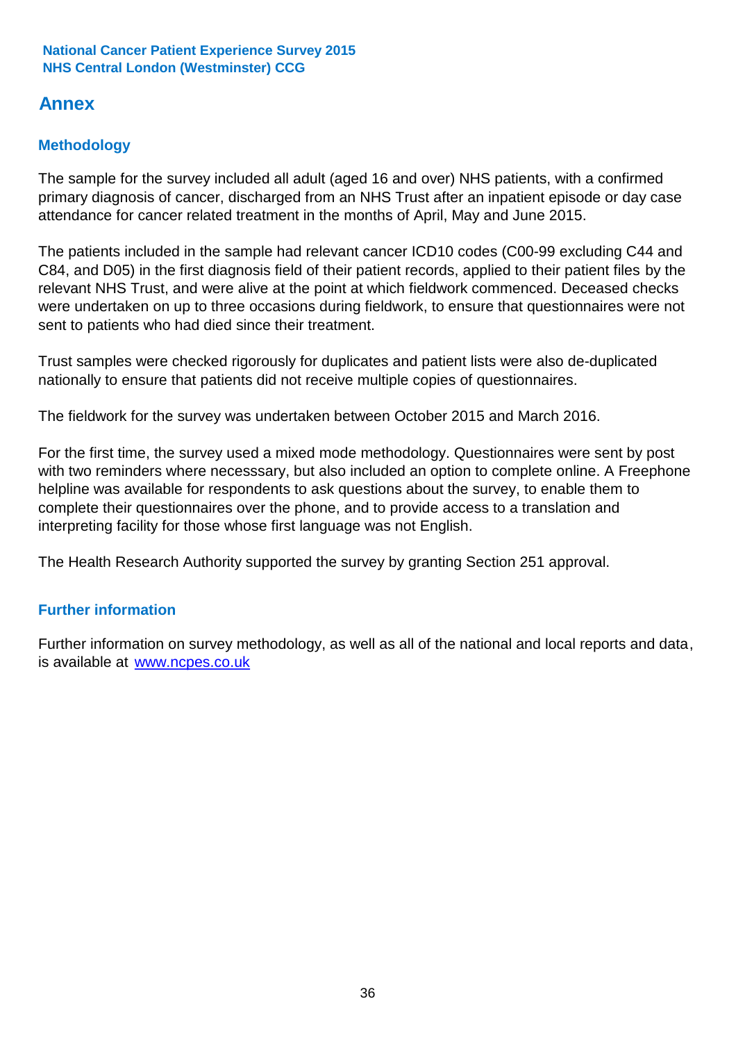# Annex

## Methodology

The sample for the survey included all adult (aged 16 and over) NHS patients, with a confirmed primary diagnosis of cancer, discharged from an NHS Trust after an inpatient episode or day case attendance for cancer related treatment in the months of April, May and June 2015.

The patients included in the sample had relevant cancer ICD10 codes (C00-99 excluding C44 and C84, and D05) in the first diagnosis field of their patient records, applied to their patient files by the relevant NHS Trust, and were alive at the point at which fieldwork commenced. Deceased checks were undertaken on up to three occasions during fieldwork, to ensure that questionnaires were not sent to patients who had died since their treatment.

Trust samples were checked rigorously for duplicates and patient lists were also de-duplicated nationally to ensure that patients did not receive multiple copies of questionnaires.

The fieldwork for the survey was undertaken between October 2015 and March 2016.

For the first time, the survey used a mixed mode methodology. Questionnaires were sent by post with two reminders where necesssary, but also included an option to complete online. A Freephone helpline was available for respondents to ask questions about the survey, to enable them to complete their questionnaires over the phone, and to provide access to a translation and interpreting facility for those whose first language was not English.

The Health Research Authority supported the survey by granting Section 251 approval.

## Further information

Further information on survey methodology, as well as all of the national and local reports and data, is available at [www.ncpes.co.uk](http://www.ncpes.co.uk)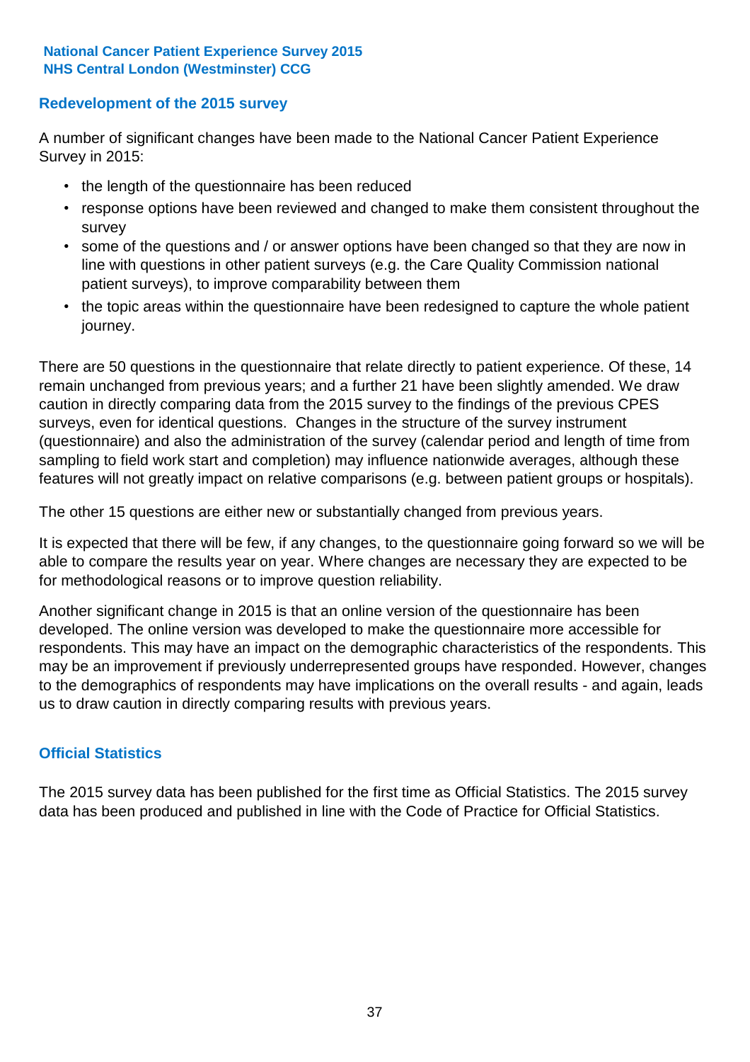## Redevelopment of the 2015 survey

A number of significant changes have been made to the National Cancer Patient Experience Survey in 2015:

- the length of the questionnaire has been reduced
- response options have been reviewed and changed to make them consistent throughout the survey
- some of the questions and / or answer options have been changed so that they are now in line with questions in other patient surveys (e.g. the Care Quality Commission national patient surveys), to improve comparability between them
- the topic areas within the questionnaire have been redesigned to capture the whole patient journey.

There are 50 questions in the questionnaire that relate directly to patient experience. Of these, 14 remain unchanged from previous years; and a further 21 have been slightly amended. We draw caution in directly comparing data from the 2015 survey to the findings of the previous CPES surveys, even for identical questions. Changes in the structure of the survey instrument (questionnaire) and also the administration of the survey (calendar period and length of time from sampling to field work start and completion) may influence nationwide averages, although these features will not greatly impact on relative comparisons (e.g. between patient groups or hospitals).

The other 15 questions are either new or substantially changed from previous years.

It is expected that there will be few, if any changes, to the questionnaire going forward so we will be able to compare the results year on year. Where changes are necessary they are expected to be for methodological reasons or to improve question reliability.

Another significant change in 2015 is that an online version of the questionnaire has been developed. The online version was developed to make the questionnaire more accessible for respondents. This may have an impact on the demographic characteristics of the respondents. This may be an improvement if previously underrepresented groups have responded. However, changes to the demographics of respondents may have implications on the overall results - and again, leads us to draw caution in directly comparing results with previous years.

## Official Statistics

The 2015 survey data has been published for the first time as Official Statistics. The 2015 survey data has been produced and published in line with the Code of Practice for Official Statistics.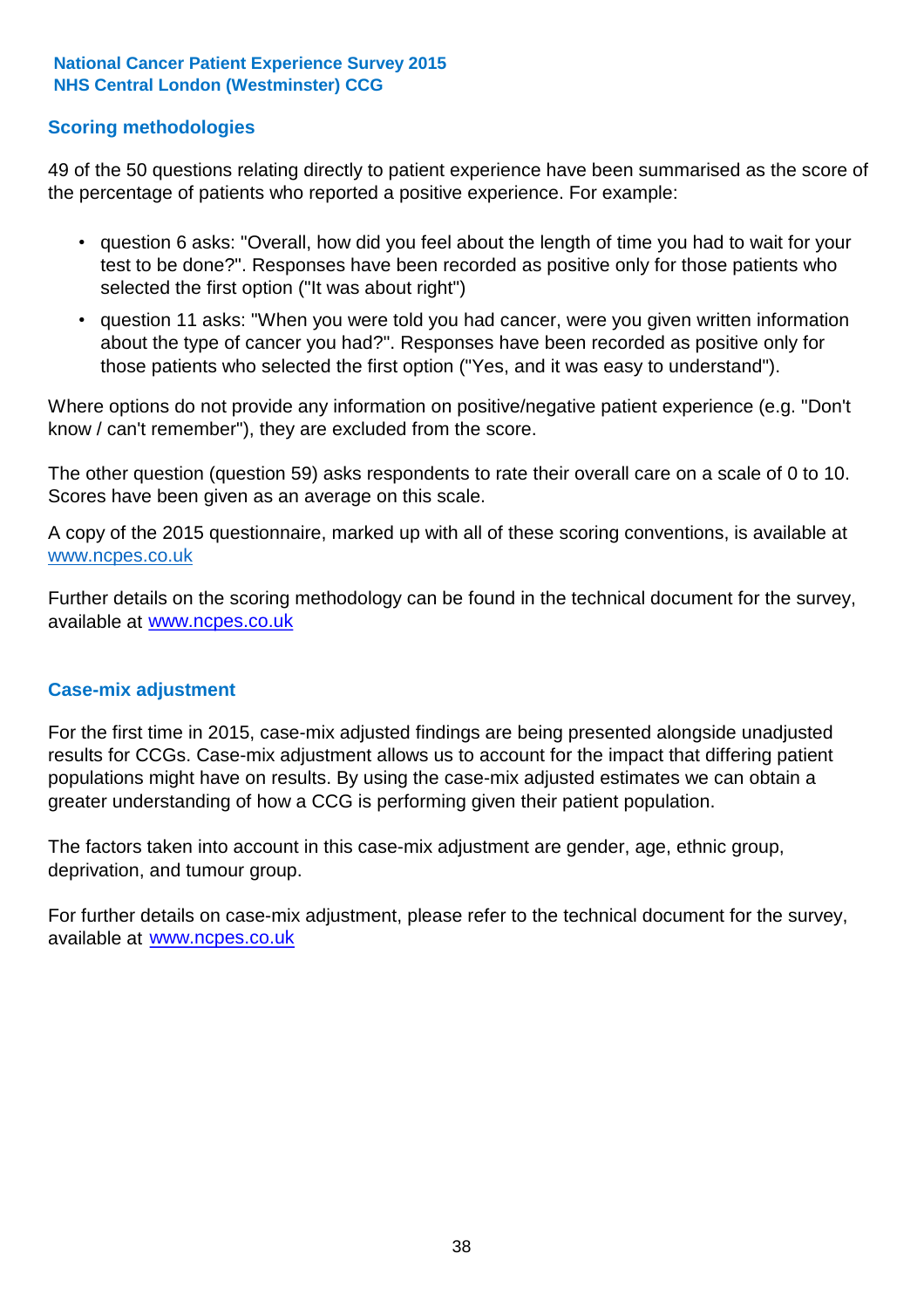## Scoring methodologies

49 of the 50 questions relating directly to patient experience have been summarised as the score of the percentage of patients who reported a positive experience. For example:

- question 6 asks: "Overall, how did you feel about the length of time you had to wait for your test to be done?". Responses have been recorded as positive only for those patients who selected the first option ("It was about right")
- question 11 asks: "When you were told you had cancer, were you given written information about the type of cancer you had?". Responses have been recorded as positive only for those patients who selected the first option ("Yes, and it was easy to understand").

Where options do not provide any information on positive/negative patient experience (e.g. "Don't know / can't remember"), they are excluded from the score.

The other question (question 59) asks respondents to rate their overall care on a scale of 0 to 10. Scores have been given as an average on this scale.

A copy of the 2015 questionnaire, marked up with all of these scoring conventions, is available at www.ncpes.co.uk

Further details on the scoring methodology can be found in the technical document for the survey, available at www.ncpes.co.uk

## Case-mix adjustment

For the first time in 2015, case-mix adjusted findings are being presented alongside unadjusted results for CCGs. Case-mix adjustment allows us to account for the impact that differing patient populations might have on results. By using the case-mix adjusted estimates we can obtain a greater understanding of how a CCG is performing given their patient population.

The factors taken into account in this case-mix adjustment are gender, age, ethnic group, deprivation, and tumour group.

For further details on case-mix adjustment, please refer to the technical document for the survey, available at www.ncpes.co.uk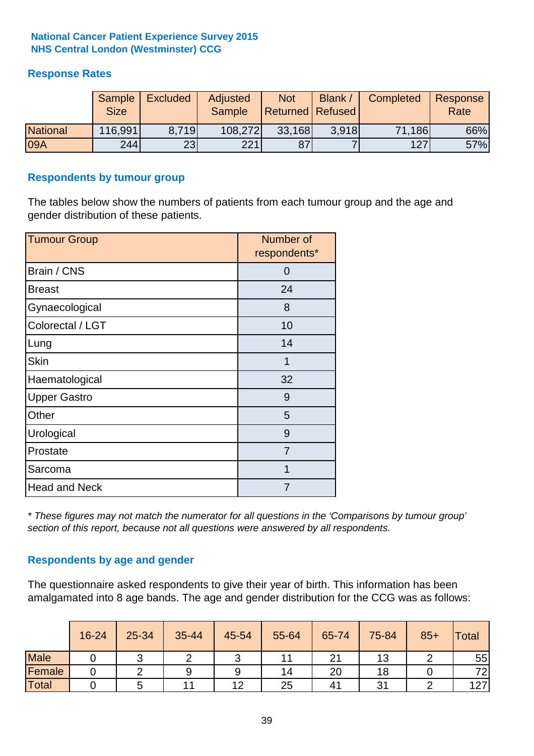**National Cancer Patient Experience Survey 2015**
**NHS Central London (Westminster) CCG**

## Response Rates

| | Sample Size | Excluded | Adjusted Sample | Not Returned | Blank / Refused | Completed | Response Rate |
|---|---|---|---|---|---|---|---|
| National | 116,991 | 8,719 | 108,272 | 33,168 | 3,918 | 71,186 | 66% |
| 09A | 244 | 23 | 221 | 87 | 7 | 127 | 57% |

## Respondents by tumour group

The tables below show the numbers of patients from each tumour group and the age and gender distribution of these patients.

| Tumour Group | Number of respondents* |
|---|---|
| Brain / CNS | 0 |
| Breast | 24 |
| Gynaecological | 8 |
| Colorectal / LGT | 10 |
| Lung | 14 |
| Skin | 1 |
| Haematological | 32 |
| Upper Gastro | 9 |
| Other | 5 |
| Urological | 9 |
| Prostate | 7 |
| Sarcoma | 1 |
| Head and Neck | 7 |

*\* These figures may not match the numerator for all questions in the 'Comparisons by tumour group' section of this report, because not all questions were answered by all respondents.*

## Respondents by age and gender

The questionnaire asked respondents to give their year of birth. This information has been amalgamated into 8 age bands. The age and gender distribution for the CCG was as follows:

| | 16-24 | 25-34 | 35-44 | 45-54 | 55-64 | 65-74 | 75-84 | 85+ | Total |
|---|---|---|---|---|---|---|---|---|---|
| Male | 0 | 3 | 2 | 3 | 11 | 21 | 13 | 2 | 55 |
| Female | 0 | 2 | 9 | 9 | 14 | 20 | 18 | 0 | 72 |
| Total | 0 | 5 | 11 | 12 | 25 | 41 | 31 | 2 | 127 |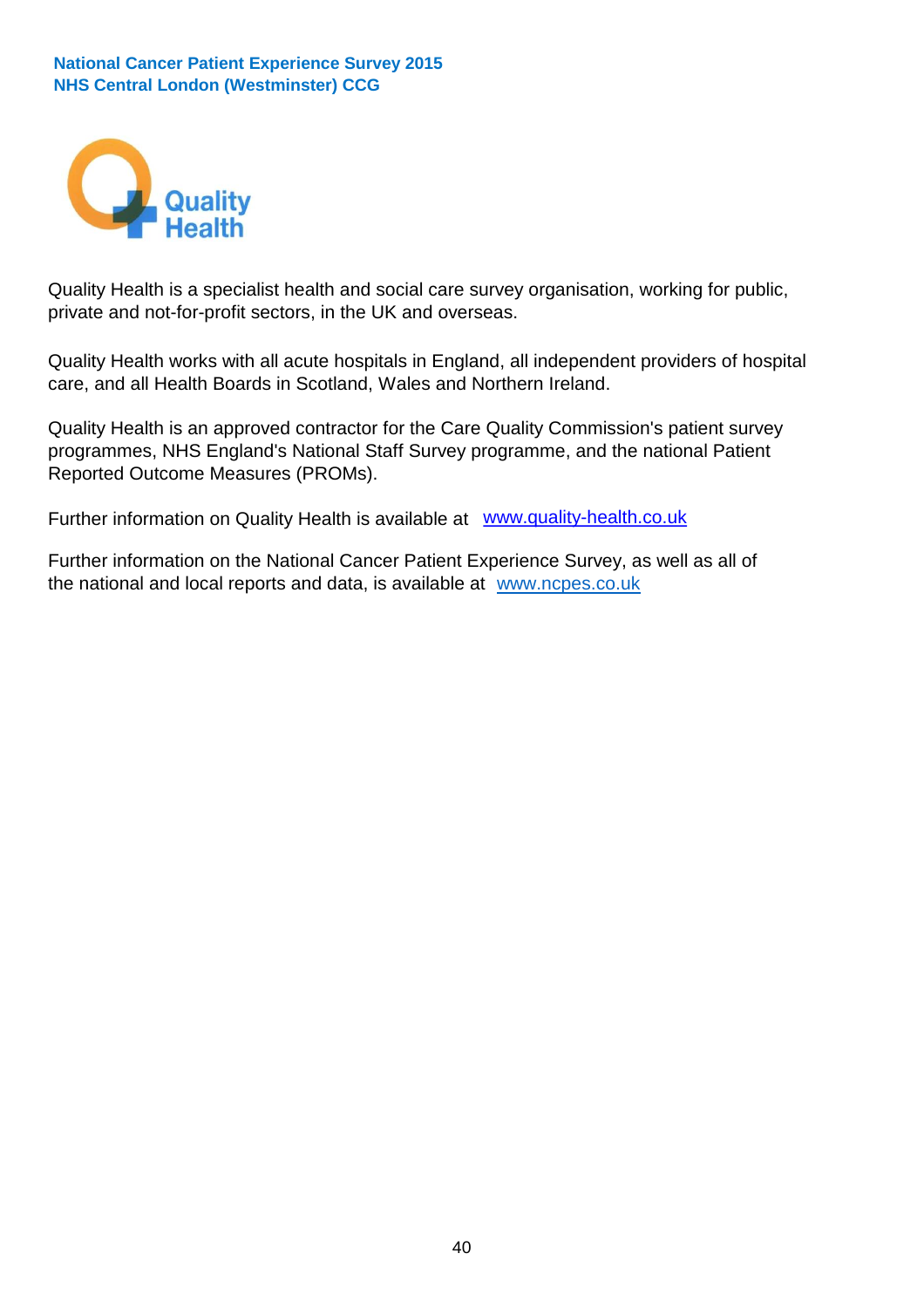**National Cancer Patient Experience Survey 2015**
**NHS Central London (Westminster) CCG**

Quality Health

Quality Health is a specialist health and social care survey organisation, working for public, private and not-for-profit sectors, in the UK and overseas.

Quality Health works with all acute hospitals in England, all independent providers of hospital care, and all Health Boards in Scotland, Wales and Northern Ireland.

Quality Health is an approved contractor for the Care Quality Commission's patient survey programmes, NHS England's National Staff Survey programme, and the national Patient Reported Outcome Measures (PROMs).

Further information on Quality Health is available at www.quality-health.co.uk

Further information on the National Cancer Patient Experience Survey, as well as all of the national and local reports and data, is available at www.ncpes.co.uk